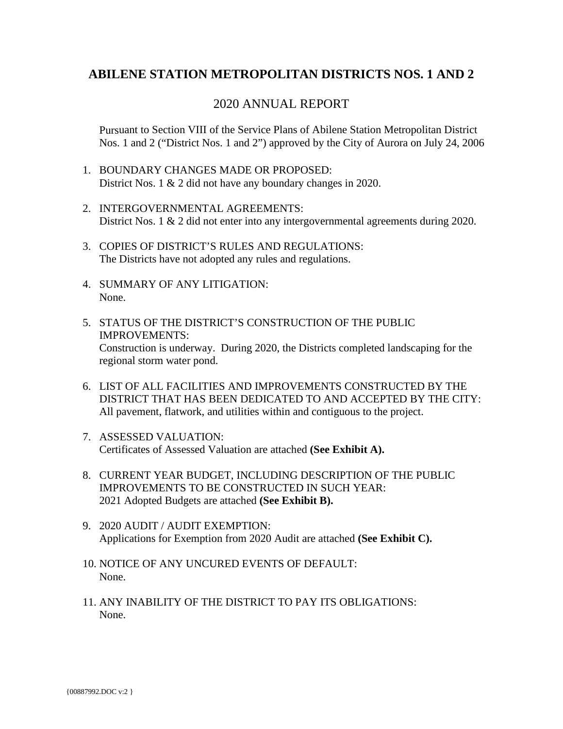# ABILENE STATION METROPOLITAN DISTRICTS NOS. 1 AND 2

## 2020 ANNUAL REPORT

Pursuant to Section VIII of the Service Plans of Abilene Station Metropolitan District Nos. 1 and 2 ("District Nos. 1 and 2") approved by the City of Aurora on July 24, 2006

1. BOUNDARY CHANGES MADE OR PROPOSED:
   District Nos. 1 & 2 did not have any boundary changes in 2020.

2. INTERGOVERNMENTAL AGREEMENTS:
   District Nos. 1 & 2 did not enter into any intergovernmental agreements during 2020.

3. COPIES OF DISTRICT'S RULES AND REGULATIONS:
   The Districts have not adopted any rules and regulations.

4. SUMMARY OF ANY LITIGATION:
   None.

5. STATUS OF THE DISTRICT'S CONSTRUCTION OF THE PUBLIC IMPROVEMENTS:
   Construction is underway. During 2020, the Districts completed landscaping for the regional storm water pond.

6. LIST OF ALL FACILITIES AND IMPROVEMENTS CONSTRUCTED BY THE DISTRICT THAT HAS BEEN DEDICATED TO AND ACCEPTED BY THE CITY:
   All pavement, flatwork, and utilities within and contiguous to the project.

7. ASSESSED VALUATION:
   Certificates of Assessed Valuation are attached **(See Exhibit A).**

8. CURRENT YEAR BUDGET, INCLUDING DESCRIPTION OF THE PUBLIC IMPROVEMENTS TO BE CONSTRUCTED IN SUCH YEAR:
   2021 Adopted Budgets are attached **(See Exhibit B).**

9. 2020 AUDIT / AUDIT EXEMPTION:
   Applications for Exemption from 2020 Audit are attached **(See Exhibit C).**

10. NOTICE OF ANY UNCURED EVENTS OF DEFAULT:
    None.

11. ANY INABILITY OF THE DISTRICT TO PAY ITS OBLIGATIONS:
    None.

{00887992.DOC v:2 }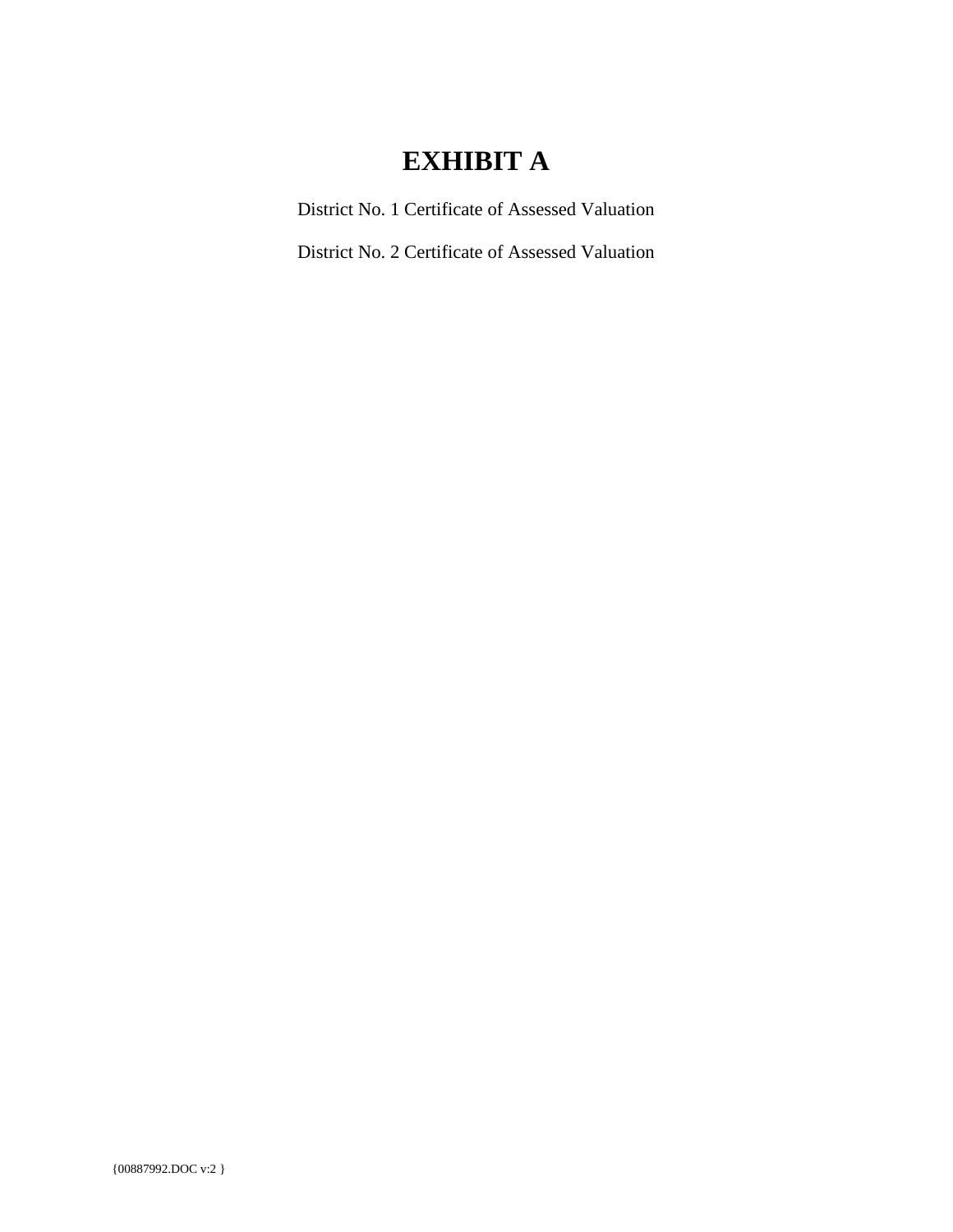# EXHIBIT A

District No. 1 Certificate of Assessed Valuation

District No. 2 Certificate of Assessed Valuation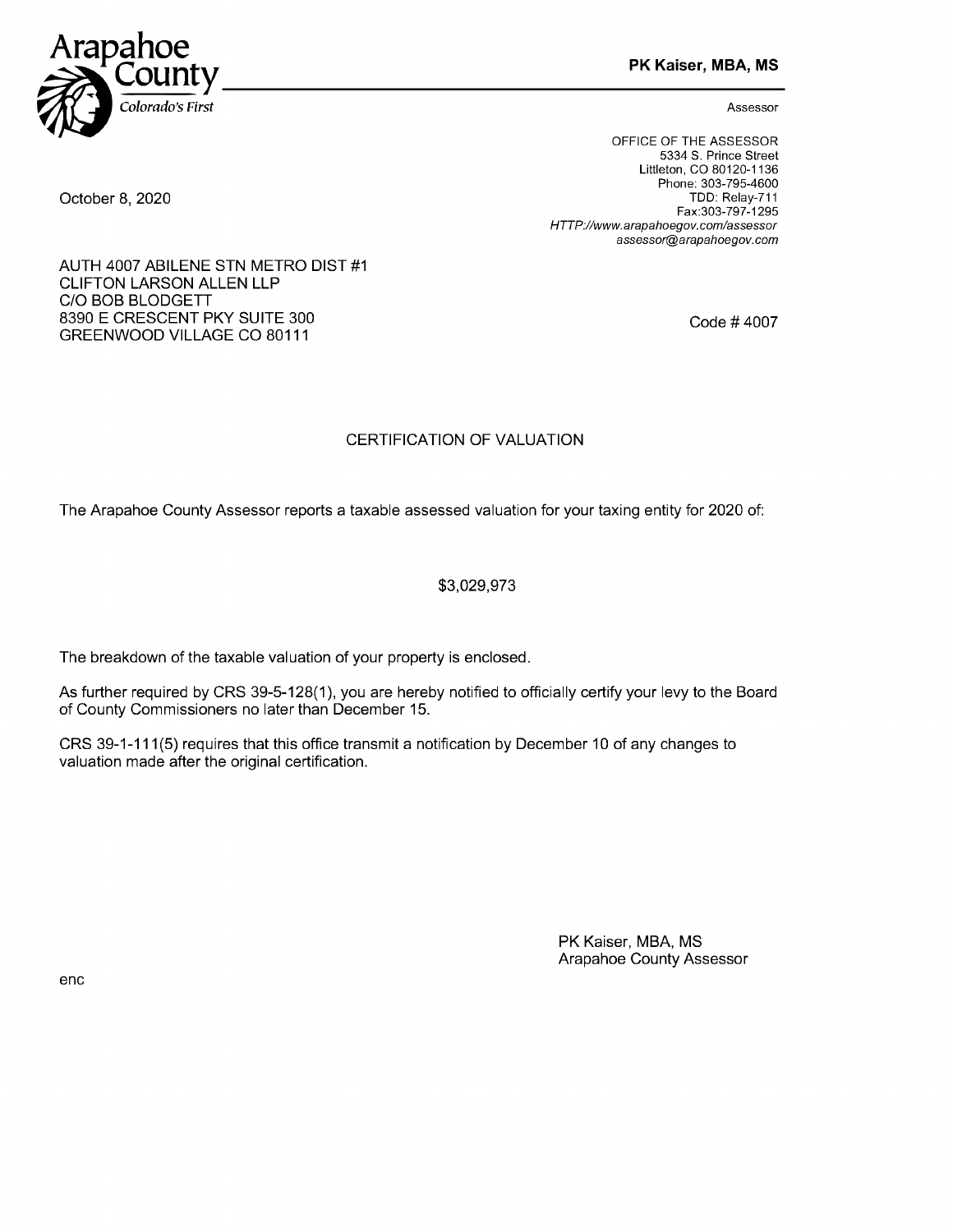Arapahoe County
*Colorado's First*

**PK Kaiser, MBA, MS**

Assessor

OFFICE OF THE ASSESSOR
5334 S. Prince Street
Littleton, CO 80120-1136
Phone: 303-795-4600
TDD: Relay-711
Fax:303-797-1295
*HTTP://www.arapahoegov.com/assessor*
*assessor@arapahoegov.com*

October 8, 2020

AUTH 4007 ABILENE STN METRO DIST #1
CLIFTON LARSON ALLEN LLP
C/O BOB BLODGETT
8390 E CRESCENT PKY SUITE 300
GREENWOOD VILLAGE CO 80111

Code # 4007

## CERTIFICATION OF VALUATION

The Arapahoe County Assessor reports a taxable assessed valuation for your taxing entity for 2020 of:

$3,029,973

The breakdown of the taxable valuation of your property is enclosed.

As further required by CRS 39-5-128(1), you are hereby notified to officially certify your levy to the Board of County Commissioners no later than December 15.

CRS 39-1-111(5) requires that this office transmit a notification by December 10 of any changes to valuation made after the original certification.

PK Kaiser, MBA, MS
Arapahoe County Assessor

enc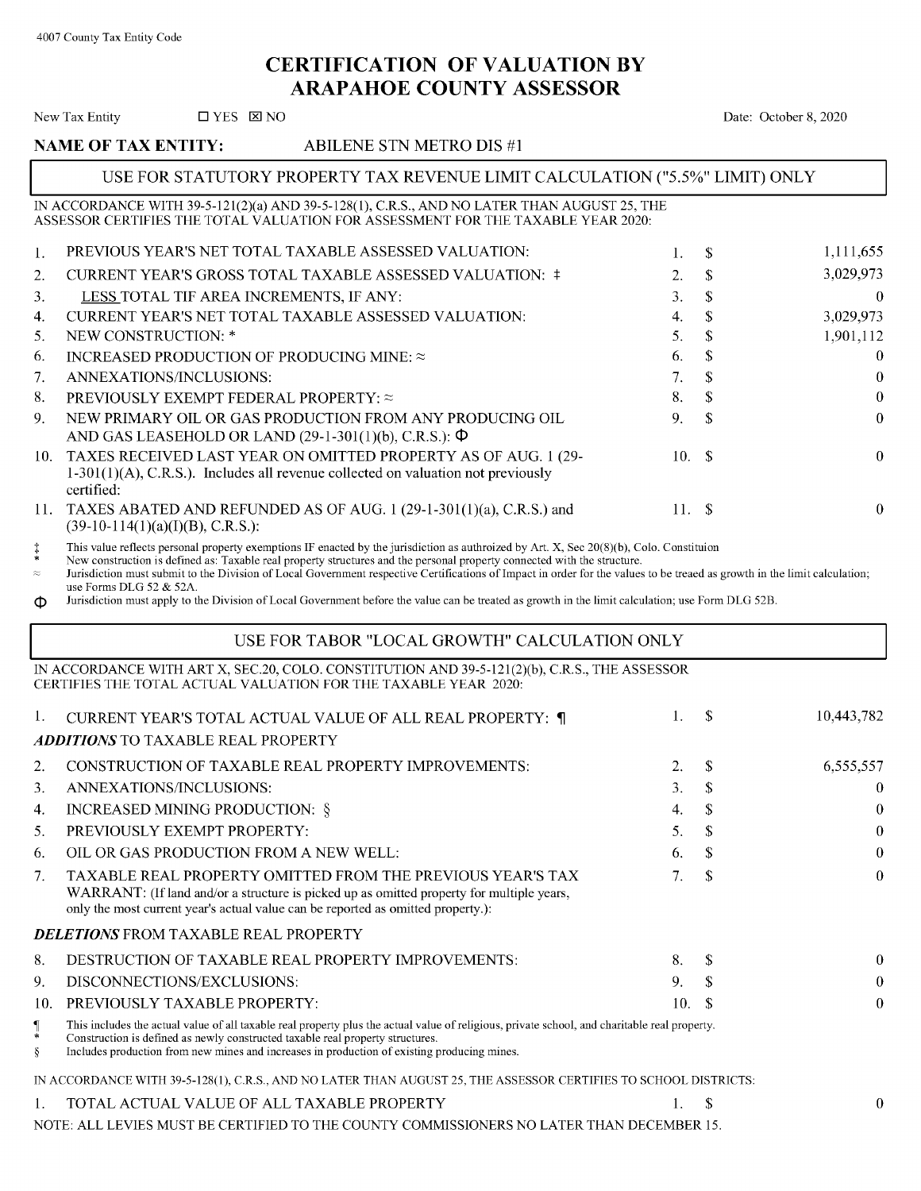4007 County Tax Entity Code

# CERTIFICATION OF VALUATION BY ARAPAHOE COUNTY ASSESSOR

New Tax Entity ☐ YES ☒ NO

Date: October 8, 2020

**NAME OF TAX ENTITY:** ABILENE STN METRO DIS #1

## USE FOR STATUTORY PROPERTY TAX REVENUE LIMIT CALCULATION ("5.5%" LIMIT) ONLY

IN ACCORDANCE WITH 39-5-121(2)(a) AND 39-5-128(1), C.R.S., AND NO LATER THAN AUGUST 25, THE ASSESSOR CERTIFIES THE TOTAL VALUATION FOR ASSESSMENT FOR THE TAXABLE YEAR 2020:

| | | | | |
|---|---|---|---|---|
| 1. | PREVIOUS YEAR'S NET TOTAL TAXABLE ASSESSED VALUATION: | 1. | $ | 1,111,655 |
| 2. | CURRENT YEAR'S GROSS TOTAL TAXABLE ASSESSED VALUATION: ‡ | 2. | $ | 3,029,973 |
| 3. | LESS TOTAL TIF AREA INCREMENTS, IF ANY: | 3. | $ | 0 |
| 4. | CURRENT YEAR'S NET TOTAL TAXABLE ASSESSED VALUATION: | 4. | $ | 3,029,973 |
| 5. | NEW CONSTRUCTION: * | 5. | $ | 1,901,112 |
| 6. | INCREASED PRODUCTION OF PRODUCING MINE: ≈ | 6. | $ | 0 |
| 7. | ANNEXATIONS/INCLUSIONS: | 7. | $ | 0 |
| 8. | PREVIOUSLY EXEMPT FEDERAL PROPERTY: ≈ | 8. | $ | 0 |
| 9. | NEW PRIMARY OIL OR GAS PRODUCTION FROM ANY PRODUCING OIL AND GAS LEASEHOLD OR LAND (29-1-301(1)(b), C.R.S.): Φ | 9. | $ | 0 |
| 10. | TAXES RECEIVED LAST YEAR ON OMITTED PROPERTY AS OF AUG. 1 (29-1-301(1)(A), C.R.S.). Includes all revenue collected on valuation not previously certified: | 10. | $ | 0 |
| 11. | TAXES ABATED AND REFUNDED AS OF AUG. 1 (29-1-301(1)(a), C.R.S.) and (39-10-114(1)(a)(I)(B), C.R.S.): | 11. | $ | 0 |

‡ This value reflects personal property exemptions IF enacted by the jurisdiction as authroized by Art. X, Sec 20(8)(b), Colo. Constituion

\* New construction is defined as: Taxable real property structures and the personal property connected with the structure.

≈ Jurisdiction must submit to the Division of Local Government respective Certifications of Impact in order for the values to be treaed as growth in the limit calculation; use Forms DLG 52 & 52A.

Φ Jurisdiction must apply to the Division of Local Government before the value can be treated as growth in the limit calculation; use Form DLG 52B.

## USE FOR TABOR "LOCAL GROWTH" CALCULATION ONLY

IN ACCORDANCE WITH ART X, SEC.20, COLO. CONSTITUTION AND 39-5-121(2)(b), C.R.S., THE ASSESSOR CERTIFIES THE TOTAL ACTUAL VALUATION FOR THE TAXABLE YEAR 2020:

| | | | | |
|---|---|---|---|---|
| 1. | CURRENT YEAR'S TOTAL ACTUAL VALUE OF ALL REAL PROPERTY: ¶ | 1. | $ | 10,443,782 |
| | ***ADDITIONS*** TO TAXABLE REAL PROPERTY | | | |
| 2. | CONSTRUCTION OF TAXABLE REAL PROPERTY IMPROVEMENTS: | 2. | $ | 6,555,557 |
| 3. | ANNEXATIONS/INCLUSIONS: | 3. | $ | 0 |
| 4. | INCREASED MINING PRODUCTION: § | 4. | $ | 0 |
| 5. | PREVIOUSLY EXEMPT PROPERTY: | 5. | $ | 0 |
| 6. | OIL OR GAS PRODUCTION FROM A NEW WELL: | 6. | $ | 0 |
| 7. | TAXABLE REAL PROPERTY OMITTED FROM THE PREVIOUS YEAR'S TAX WARRANT: (If land and/or a structure is picked up as omitted property for multiple years, only the most current year's actual value can be reported as omitted property.): | 7. | $ | 0 |
| | ***DELETIONS*** FROM TAXABLE REAL PROPERTY | | | |
| 8. | DESTRUCTION OF TAXABLE REAL PROPERTY IMPROVEMENTS: | 8. | $ | 0 |
| 9. | DISCONNECTIONS/EXCLUSIONS: | 9. | $ | 0 |
| 10. | PREVIOUSLY TAXABLE PROPERTY: | 10. | $ | 0 |

¶ This includes the actual value of all taxable real property plus the actual value of religious, private school, and charitable real property.

\* Construction is defined as newly constructed taxable real property structures.

§ Includes production from new mines and increases in production of existing producing mines.

IN ACCORDANCE WITH 39-5-128(1), C.R.S., AND NO LATER THAN AUGUST 25, THE ASSESSOR CERTIFIES TO SCHOOL DISTRICTS:

| | | | | |
|---|---|---|---|---|
| 1. | TOTAL ACTUAL VALUE OF ALL TAXABLE PROPERTY | 1. | $ | 0 |

NOTE: ALL LEVIES MUST BE CERTIFIED TO THE COUNTY COMMISSIONERS NO LATER THAN DECEMBER 15.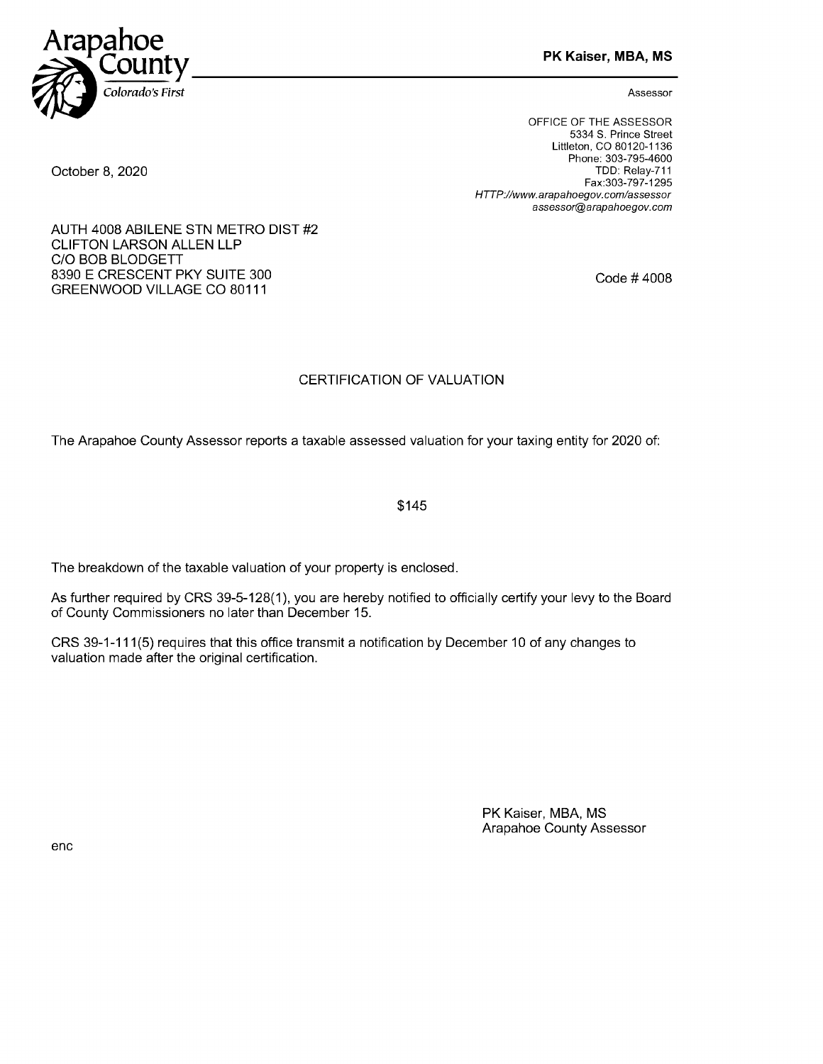Arapahoe County
*Colorado's First*

**PK Kaiser, MBA, MS**

Assessor

OFFICE OF THE ASSESSOR
5334 S. Prince Street
Littleton, CO 80120-1136
Phone: 303-795-4600
TDD: Relay-711
Fax:303-797-1295
*HTTP://www.arapahoegov.com/assessor*
*assessor@arapahoegov.com*

October 8, 2020

AUTH 4008 ABILENE STN METRO DIST #2
CLIFTON LARSON ALLEN LLP
C/O BOB BLODGETT
8390 E CRESCENT PKY SUITE 300
GREENWOOD VILLAGE CO 80111

Code # 4008

## CERTIFICATION OF VALUATION

The Arapahoe County Assessor reports a taxable assessed valuation for your taxing entity for 2020 of:

$145

The breakdown of the taxable valuation of your property is enclosed.

As further required by CRS 39-5-128(1), you are hereby notified to officially certify your levy to the Board of County Commissioners no later than December 15.

CRS 39-1-111(5) requires that this office transmit a notification by December 10 of any changes to valuation made after the original certification.

PK Kaiser, MBA, MS
Arapahoe County Assessor

enc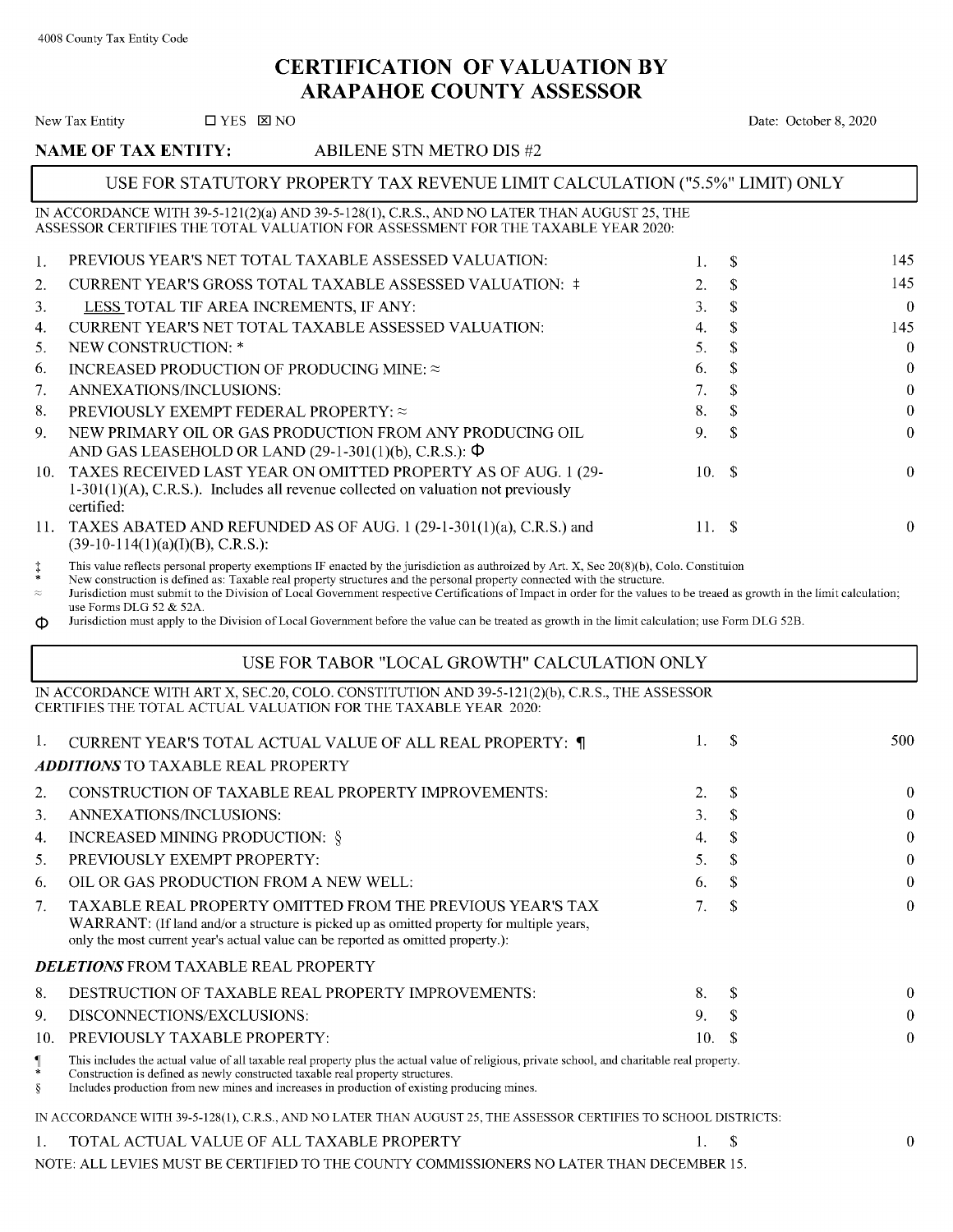4008 County Tax Entity Code

# CERTIFICATION OF VALUATION BY ARAPAHOE COUNTY ASSESSOR

New Tax Entity ☐ YES ☒ NO

Date: October 8, 2020

**NAME OF TAX ENTITY:** ABILENE STN METRO DIS #2

## USE FOR STATUTORY PROPERTY TAX REVENUE LIMIT CALCULATION ("5.5%" LIMIT) ONLY

IN ACCORDANCE WITH 39-5-121(2)(a) AND 39-5-128(1), C.R.S., AND NO LATER THAN AUGUST 25, THE ASSESSOR CERTIFIES THE TOTAL VALUATION FOR ASSESSMENT FOR THE TAXABLE YEAR 2020:

| | | | |
|---|---|---|---|
| 1. | PREVIOUS YEAR'S NET TOTAL TAXABLE ASSESSED VALUATION: | 1. $ | 145 |
| 2. | CURRENT YEAR'S GROSS TOTAL TAXABLE ASSESSED VALUATION: ‡ | 2. $ | 145 |
| 3. | LESS TOTAL TIF AREA INCREMENTS, IF ANY: | 3. $ | 0 |
| 4. | CURRENT YEAR'S NET TOTAL TAXABLE ASSESSED VALUATION: | 4. $ | 145 |
| 5. | NEW CONSTRUCTION: * | 5. $ | 0 |
| 6. | INCREASED PRODUCTION OF PRODUCING MINE: ≈ | 6. $ | 0 |
| 7. | ANNEXATIONS/INCLUSIONS: | 7. $ | 0 |
| 8. | PREVIOUSLY EXEMPT FEDERAL PROPERTY: ≈ | 8. $ | 0 |
| 9. | NEW PRIMARY OIL OR GAS PRODUCTION FROM ANY PRODUCING OIL AND GAS LEASEHOLD OR LAND (29-1-301(1)(b), C.R.S.): Φ | 9. $ | 0 |
| 10. | TAXES RECEIVED LAST YEAR ON OMITTED PROPERTY AS OF AUG. 1 (29-1-301(1)(A), C.R.S.). Includes all revenue collected on valuation not previously certified: | 10. $ | 0 |
| 11. | TAXES ABATED AND REFUNDED AS OF AUG. 1 (29-1-301(1)(a), C.R.S.) and (39-10-114(1)(a)(I)(B), C.R.S.): | 11. $ | 0 |

‡ This value reflects personal property exemptions IF enacted by the jurisdiction as authroized by Art. X, Sec 20(8)(b), Colo. Constituion

* New construction is defined as: Taxable real property structures and the personal property connected with the structure.

≈ Jurisdiction must submit to the Division of Local Government respective Certifications of Impact in order for the values to be treaed as growth in the limit calculation; use Forms DLG 52 & 52A.

Φ Jurisdiction must apply to the Division of Local Government before the value can be treated as growth in the limit calculation; use Form DLG 52B.

## USE FOR TABOR "LOCAL GROWTH" CALCULATION ONLY

IN ACCORDANCE WITH ART X, SEC.20, COLO. CONSTITUTION AND 39-5-121(2)(b), C.R.S., THE ASSESSOR CERTIFIES THE TOTAL ACTUAL VALUATION FOR THE TAXABLE YEAR 2020:

| | | | |
|---|---|---|---|
| 1. | CURRENT YEAR'S TOTAL ACTUAL VALUE OF ALL REAL PROPERTY: ¶ | 1. $ | 500 |
| | ***ADDITIONS*** TO TAXABLE REAL PROPERTY | | |
| 2. | CONSTRUCTION OF TAXABLE REAL PROPERTY IMPROVEMENTS: | 2. $ | 0 |
| 3. | ANNEXATIONS/INCLUSIONS: | 3. $ | 0 |
| 4. | INCREASED MINING PRODUCTION: § | 4. $ | 0 |
| 5. | PREVIOUSLY EXEMPT PROPERTY: | 5. $ | 0 |
| 6. | OIL OR GAS PRODUCTION FROM A NEW WELL: | 6. $ | 0 |
| 7. | TAXABLE REAL PROPERTY OMITTED FROM THE PREVIOUS YEAR'S TAX WARRANT: (If land and/or a structure is picked up as omitted property for multiple years, only the most current year's actual value can be reported as omitted property.): | 7. $ | 0 |
| | ***DELETIONS*** FROM TAXABLE REAL PROPERTY | | |
| 8. | DESTRUCTION OF TAXABLE REAL PROPERTY IMPROVEMENTS: | 8. $ | 0 |
| 9. | DISCONNECTIONS/EXCLUSIONS: | 9. $ | 0 |
| 10. | PREVIOUSLY TAXABLE PROPERTY: | 10. $ | 0 |

¶ This includes the actual value of all taxable real property plus the actual value of religious, private school, and charitable real property.

* Construction is defined as newly constructed taxable real property structures.

§ Includes production from new mines and increases in production of existing producing mines.

IN ACCORDANCE WITH 39-5-128(1), C.R.S., AND NO LATER THAN AUGUST 25, THE ASSESSOR CERTIFIES TO SCHOOL DISTRICTS:

| | | | |
|---|---|---|---|
| 1. | TOTAL ACTUAL VALUE OF ALL TAXABLE PROPERTY | 1. $ | 0 |

NOTE: ALL LEVIES MUST BE CERTIFIED TO THE COUNTY COMMISSIONERS NO LATER THAN DECEMBER 15.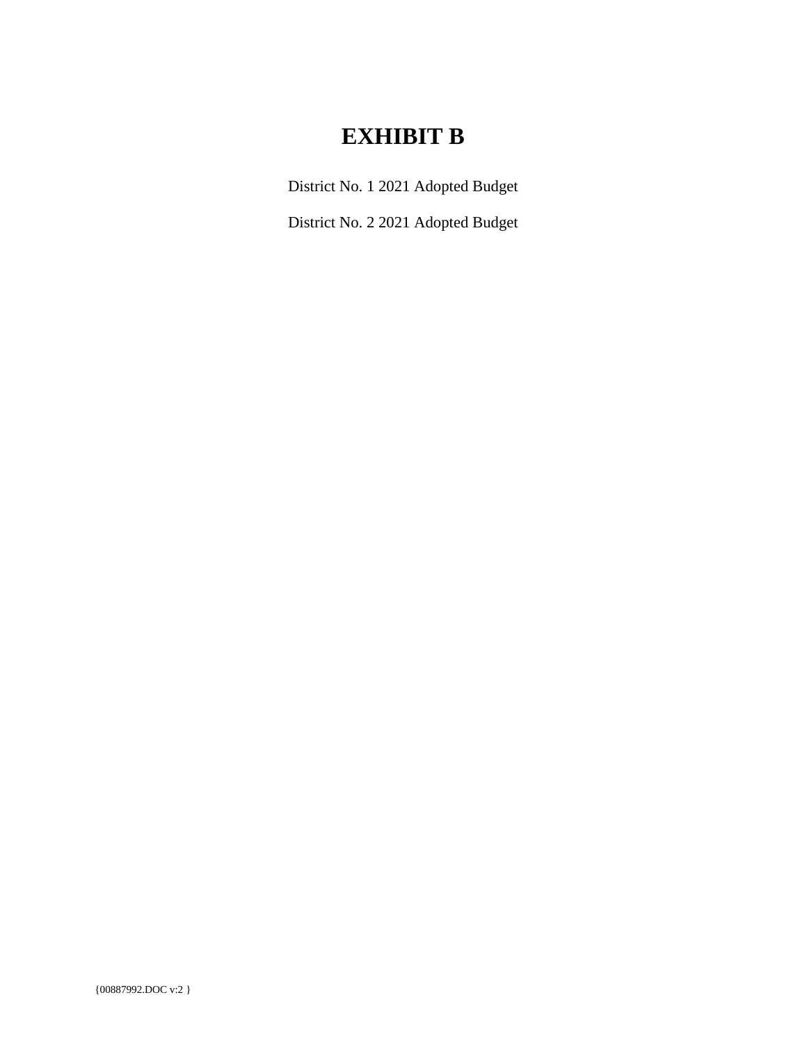# EXHIBIT B

District No. 1 2021 Adopted Budget

District No. 2 2021 Adopted Budget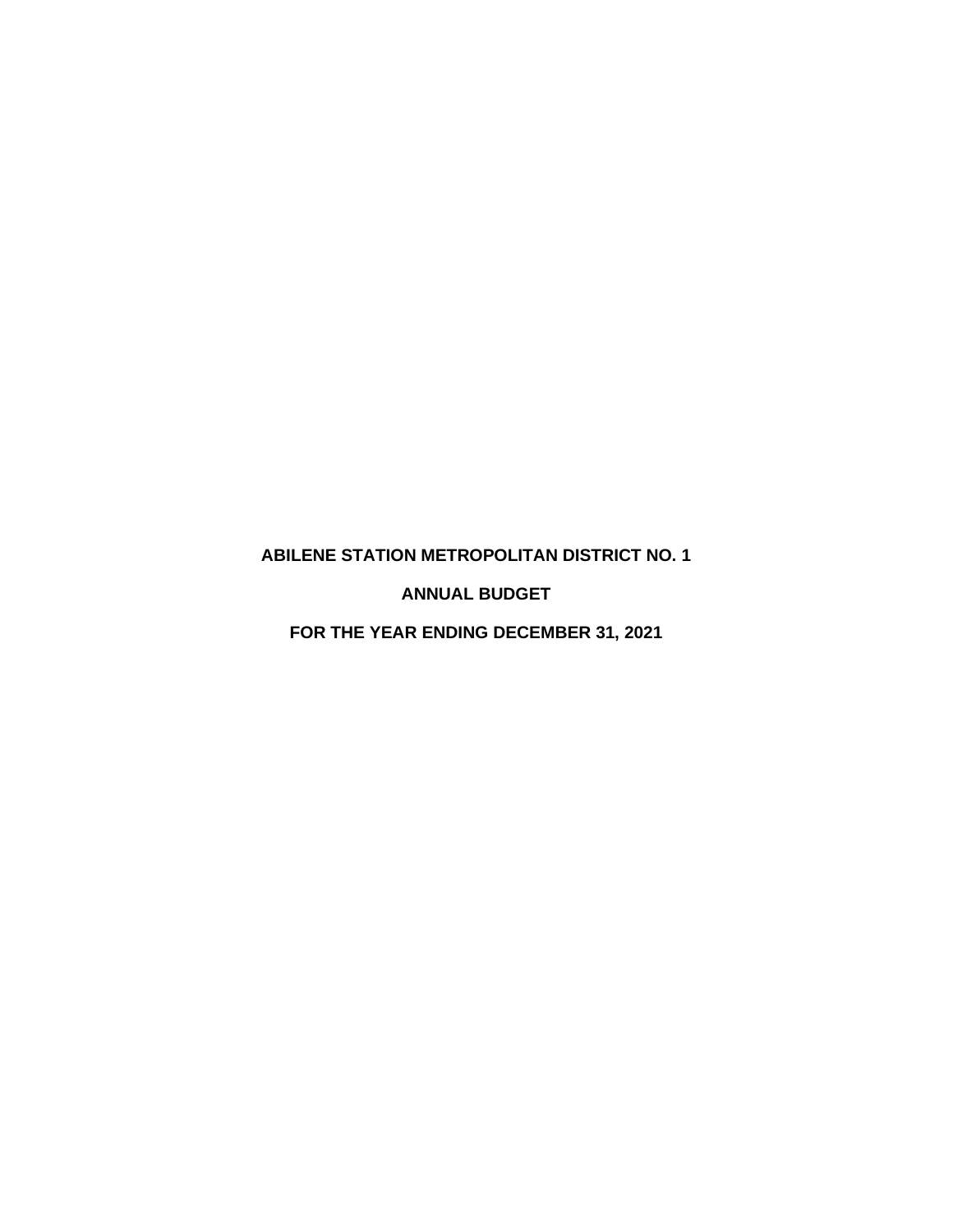# ABILENE STATION METROPOLITAN DISTRICT NO. 1

## ANNUAL BUDGET

## FOR THE YEAR ENDING DECEMBER 31, 2021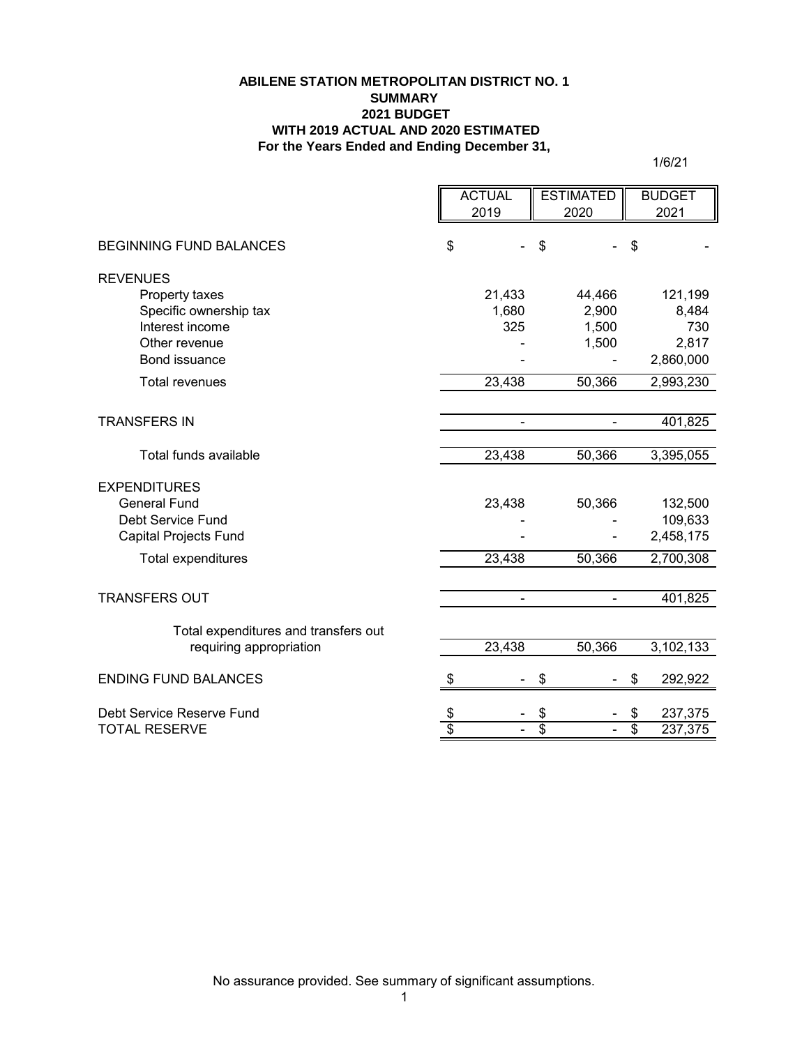**ABILENE STATION METROPOLITAN DISTRICT NO. 1**
**SUMMARY**
**2021 BUDGET**
**WITH 2019 ACTUAL AND 2020 ESTIMATED**
**For the Years Ended and Ending December 31,**

1/6/21

| | ACTUAL 2019 | ESTIMATED 2020 | BUDGET 2021 |
|---|---|---|---|
| BEGINNING FUND BALANCES | $ - | $ - | $ - |
| REVENUES | | | |
| Property taxes | 21,433 | 44,466 | 121,199 |
| Specific ownership tax | 1,680 | 2,900 | 8,484 |
| Interest income | 325 | 1,500 | 730 |
| Other revenue | - | 1,500 | 2,817 |
| Bond issuance | - | - | 2,860,000 |
| Total revenues | 23,438 | 50,366 | 2,993,230 |
| TRANSFERS IN | - | - | 401,825 |
| Total funds available | 23,438 | 50,366 | 3,395,055 |
| EXPENDITURES | | | |
| General Fund | 23,438 | 50,366 | 132,500 |
| Debt Service Fund | - | - | 109,633 |
| Capital Projects Fund | - | - | 2,458,175 |
| Total expenditures | 23,438 | 50,366 | 2,700,308 |
| TRANSFERS OUT | - | - | 401,825 |
| Total expenditures and transfers out requiring appropriation | 23,438 | 50,366 | 3,102,133 |
| ENDING FUND BALANCES | $ - | $ - | $ 292,922 |
| Debt Service Reserve Fund | $ - | $ - | $ 237,375 |
| TOTAL RESERVE | $ - | $ - | $ 237,375 |

No assurance provided. See summary of significant assumptions.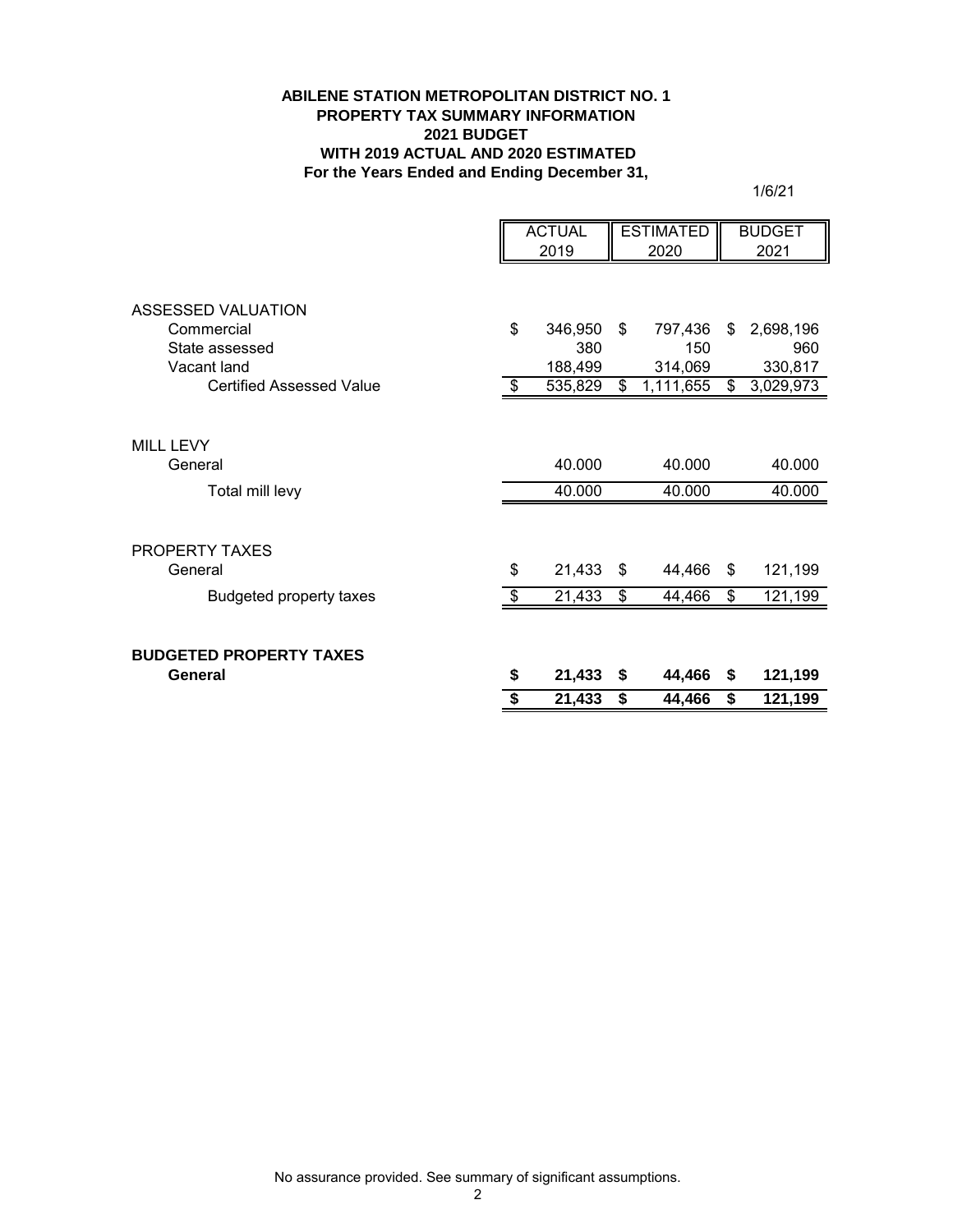**ABILENE STATION METROPOLITAN DISTRICT NO. 1**
**PROPERTY TAX SUMMARY INFORMATION**
**2021 BUDGET**
**WITH 2019 ACTUAL AND 2020 ESTIMATED**
**For the Years Ended and Ending December 31,**

1/6/21

| | ACTUAL 2019 | ESTIMATED 2020 | BUDGET 2021 |
|---|---|---|---|
| ASSESSED VALUATION | | | |
| Commercial | $ 346,950 | $ 797,436 | $ 2,698,196 |
| State assessed | 380 | 150 | 960 |
| Vacant land | 188,499 | 314,069 | 330,817 |
| Certified Assessed Value | $ 535,829 | $ 1,111,655 | $ 3,029,973 |
| MILL LEVY | | | |
| General | 40.000 | 40.000 | 40.000 |
| Total mill levy | 40.000 | 40.000 | 40.000 |
| PROPERTY TAXES | | | |
| General | $ 21,433 | $ 44,466 | $ 121,199 |
| Budgeted property taxes | $ 21,433 | $ 44,466 | $ 121,199 |
| **BUDGETED PROPERTY TAXES** | | | |
| **General** | **$ 21,433** | **$ 44,466** | **$ 121,199** |
| | **$ 21,433** | **$ 44,466** | **$ 121,199** |

No assurance provided. See summary of significant assumptions.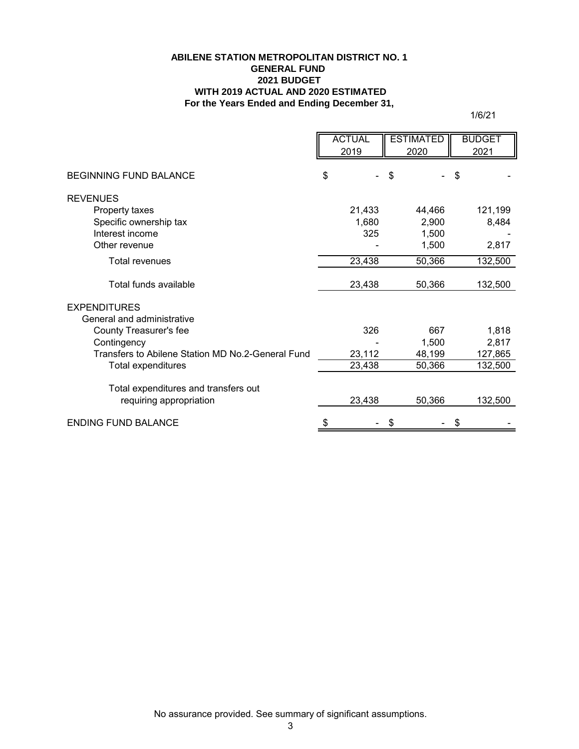# ABILENE STATION METROPOLITAN DISTRICT NO. 1
## GENERAL FUND
## 2021 BUDGET
## WITH 2019 ACTUAL AND 2020 ESTIMATED
## For the Years Ended and Ending December 31,

1/6/21

| | ACTUAL 2019 | ESTIMATED 2020 | BUDGET 2021 |
|---|---|---|---|
| BEGINNING FUND BALANCE | $ - | $ - | $ - |
| REVENUES | | | |
| Property taxes | 21,433 | 44,466 | 121,199 |
| Specific ownership tax | 1,680 | 2,900 | 8,484 |
| Interest income | 325 | 1,500 | - |
| Other revenue | - | 1,500 | 2,817 |
| Total revenues | 23,438 | 50,366 | 132,500 |
| Total funds available | 23,438 | 50,366 | 132,500 |
| EXPENDITURES | | | |
| General and administrative | | | |
| County Treasurer's fee | 326 | 667 | 1,818 |
| Contingency | - | 1,500 | 2,817 |
| Transfers to Abilene Station MD No.2-General Fund | 23,112 | 48,199 | 127,865 |
| Total expenditures | 23,438 | 50,366 | 132,500 |
| Total expenditures and transfers out requiring appropriation | 23,438 | 50,366 | 132,500 |
| ENDING FUND BALANCE | $ - | $ - | $ - |

No assurance provided. See summary of significant assumptions.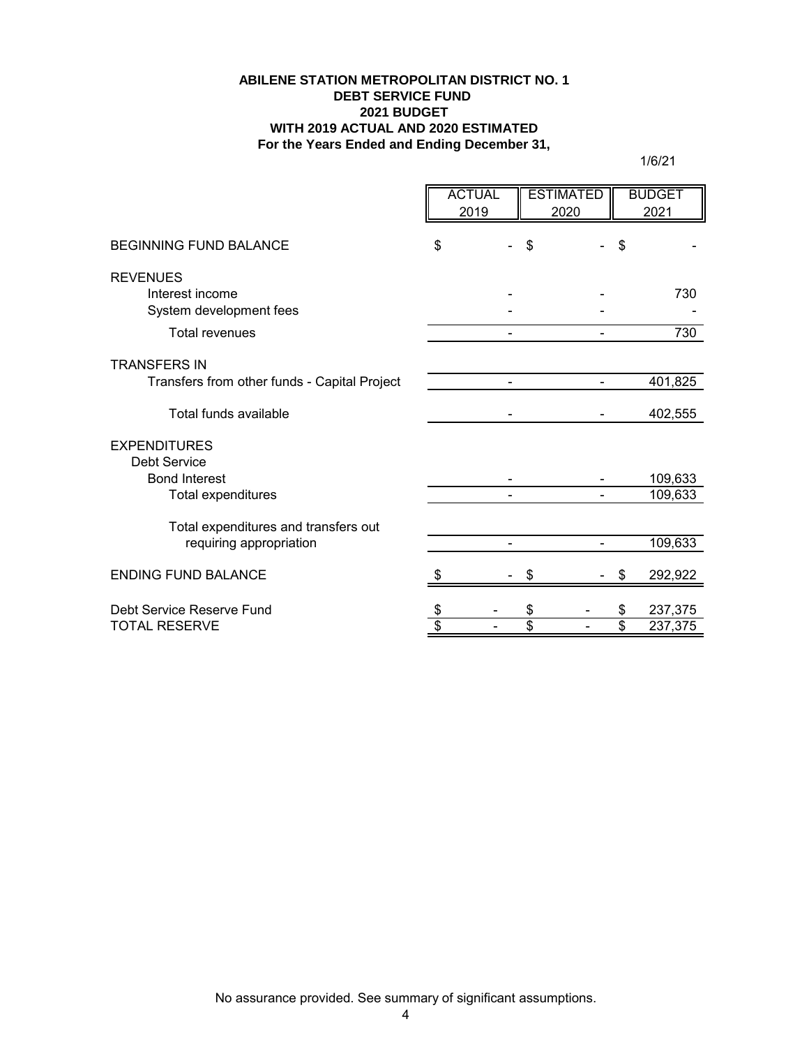**ABILENE STATION METROPOLITAN DISTRICT NO. 1**
**DEBT SERVICE FUND**
**2021 BUDGET**
**WITH 2019 ACTUAL AND 2020 ESTIMATED**
**For the Years Ended and Ending December 31,**

1/6/21

| | ACTUAL 2019 | ESTIMATED 2020 | BUDGET 2021 |
|---|---|---|---|
| BEGINNING FUND BALANCE | $ - | $ - | $ - |
| REVENUES | | | |
| Interest income | - | - | 730 |
| System development fees | - | - | - |
| Total revenues | - | - | 730 |
| TRANSFERS IN | | | |
| Transfers from other funds - Capital Project | - | - | 401,825 |
| Total funds available | - | - | 402,555 |
| EXPENDITURES | | | |
| Debt Service | | | |
| Bond Interest | - | - | 109,633 |
| Total expenditures | - | - | 109,633 |
| Total expenditures and transfers out requiring appropriation | - | - | 109,633 |
| ENDING FUND BALANCE | $ - | $ - | $ 292,922 |
| Debt Service Reserve Fund | $ - | $ - | $ 237,375 |
| TOTAL RESERVE | $ - | $ - | $ 237,375 |

No assurance provided. See summary of significant assumptions.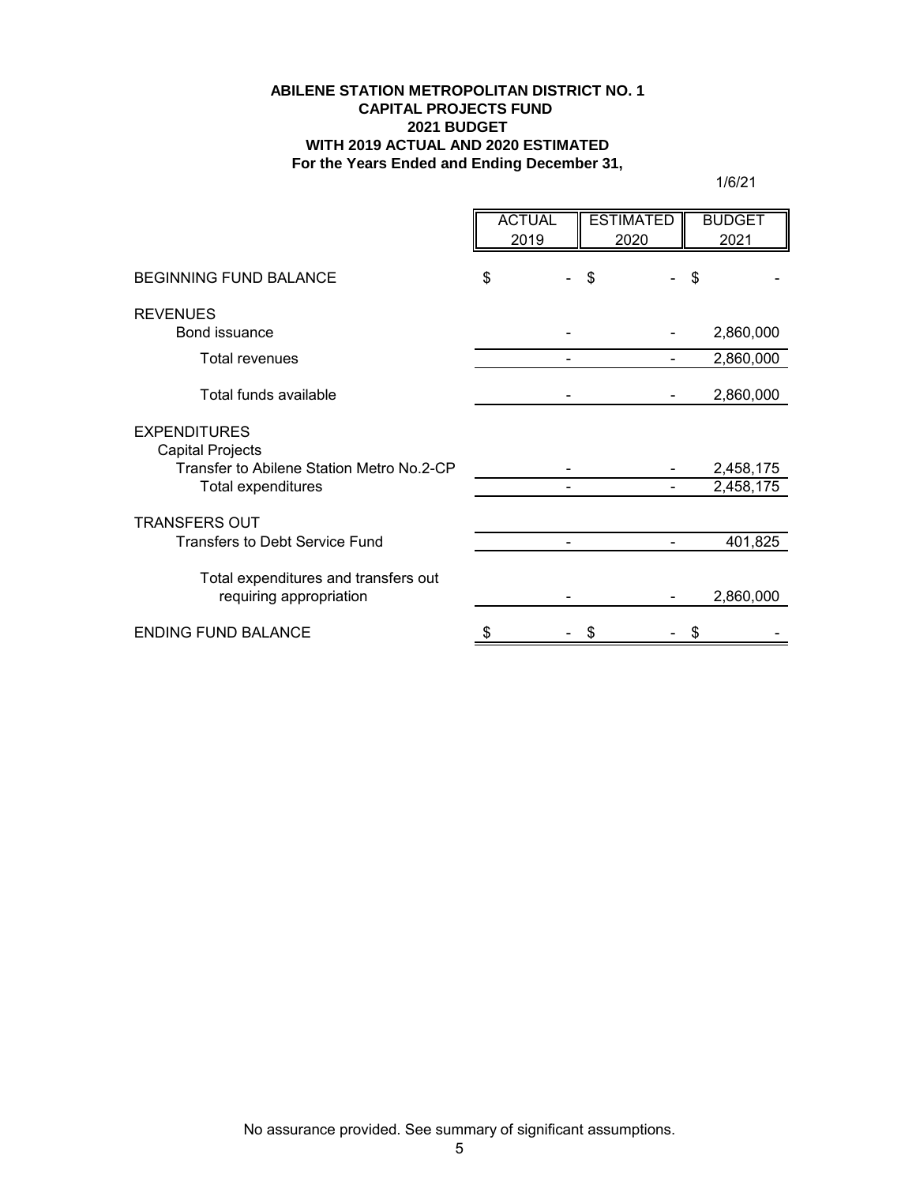**ABILENE STATION METROPOLITAN DISTRICT NO. 1**
**CAPITAL PROJECTS FUND**
**2021 BUDGET**
**WITH 2019 ACTUAL AND 2020 ESTIMATED**
**For the Years Ended and Ending December 31,**

1/6/21

| | ACTUAL 2019 | ESTIMATED 2020 | BUDGET 2021 |
|---|---|---|---|
| BEGINNING FUND BALANCE | $ - | $ - | $ - |
| REVENUES | | | |
| Bond issuance | - | - | 2,860,000 |
| Total revenues | - | - | 2,860,000 |
| Total funds available | - | - | 2,860,000 |
| EXPENDITURES | | | |
| Capital Projects | | | |
| Transfer to Abilene Station Metro No.2-CP | - | - | 2,458,175 |
| Total expenditures | - | - | 2,458,175 |
| TRANSFERS OUT | | | |
| Transfers to Debt Service Fund | - | - | 401,825 |
| Total expenditures and transfers out requiring appropriation | - | - | 2,860,000 |
| ENDING FUND BALANCE | $ - | $ - | $ - |

No assurance provided. See summary of significant assumptions.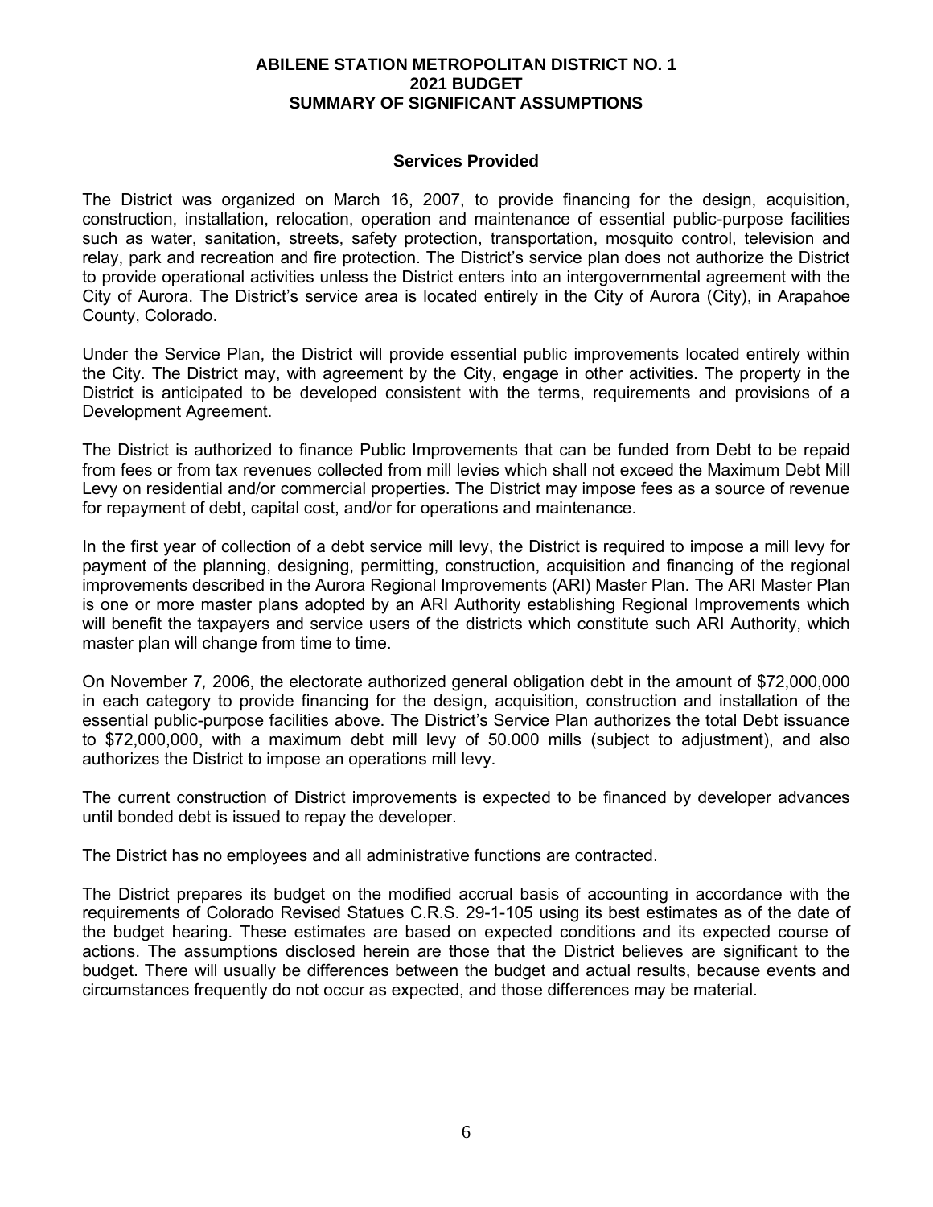**ABILENE STATION METROPOLITAN DISTRICT NO. 1**
**2021 BUDGET**
**SUMMARY OF SIGNIFICANT ASSUMPTIONS**

**Services Provided**

The District was organized on March 16, 2007, to provide financing for the design, acquisition, construction, installation, relocation, operation and maintenance of essential public-purpose facilities such as water, sanitation, streets, safety protection, transportation, mosquito control, television and relay, park and recreation and fire protection. The District's service plan does not authorize the District to provide operational activities unless the District enters into an intergovernmental agreement with the City of Aurora. The District's service area is located entirely in the City of Aurora (City), in Arapahoe County, Colorado.

Under the Service Plan, the District will provide essential public improvements located entirely within the City. The District may, with agreement by the City, engage in other activities. The property in the District is anticipated to be developed consistent with the terms, requirements and provisions of a Development Agreement.

The District is authorized to finance Public Improvements that can be funded from Debt to be repaid from fees or from tax revenues collected from mill levies which shall not exceed the Maximum Debt Mill Levy on residential and/or commercial properties. The District may impose fees as a source of revenue for repayment of debt, capital cost, and/or for operations and maintenance.

In the first year of collection of a debt service mill levy, the District is required to impose a mill levy for payment of the planning, designing, permitting, construction, acquisition and financing of the regional improvements described in the Aurora Regional Improvements (ARI) Master Plan. The ARI Master Plan is one or more master plans adopted by an ARI Authority establishing Regional Improvements which will benefit the taxpayers and service users of the districts which constitute such ARI Authority, which master plan will change from time to time.

On November 7, 2006, the electorate authorized general obligation debt in the amount of $72,000,000 in each category to provide financing for the design, acquisition, construction and installation of the essential public-purpose facilities above. The District's Service Plan authorizes the total Debt issuance to $72,000,000, with a maximum debt mill levy of 50.000 mills (subject to adjustment), and also authorizes the District to impose an operations mill levy.

The current construction of District improvements is expected to be financed by developer advances until bonded debt is issued to repay the developer.

The District has no employees and all administrative functions are contracted.

The District prepares its budget on the modified accrual basis of accounting in accordance with the requirements of Colorado Revised Statues C.R.S. 29-1-105 using its best estimates as of the date of the budget hearing. These estimates are based on expected conditions and its expected course of actions. The assumptions disclosed herein are those that the District believes are significant to the budget. There will usually be differences between the budget and actual results, because events and circumstances frequently do not occur as expected, and those differences may be material.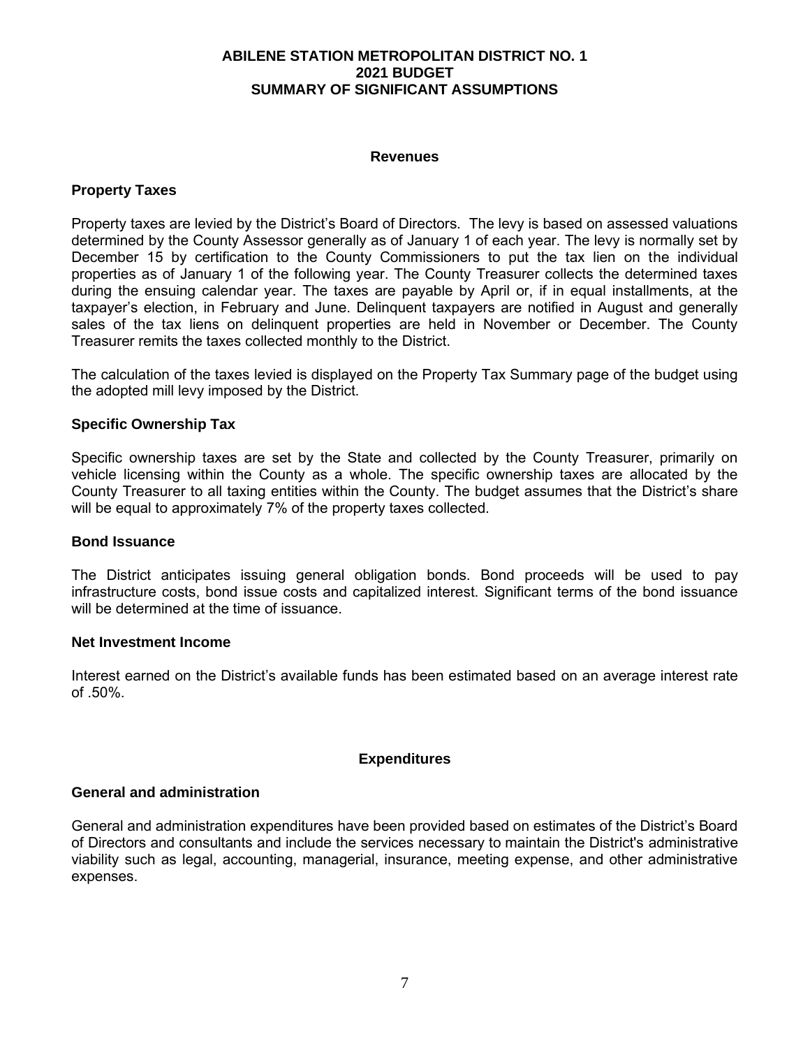# ABILENE STATION METROPOLITAN DISTRICT NO. 1
## 2021 BUDGET
## SUMMARY OF SIGNIFICANT ASSUMPTIONS

### Revenues

**Property Taxes**

Property taxes are levied by the District's Board of Directors. The levy is based on assessed valuations determined by the County Assessor generally as of January 1 of each year. The levy is normally set by December 15 by certification to the County Commissioners to put the tax lien on the individual properties as of January 1 of the following year. The County Treasurer collects the determined taxes during the ensuing calendar year. The taxes are payable by April or, if in equal installments, at the taxpayer's election, in February and June. Delinquent taxpayers are notified in August and generally sales of the tax liens on delinquent properties are held in November or December. The County Treasurer remits the taxes collected monthly to the District.

The calculation of the taxes levied is displayed on the Property Tax Summary page of the budget using the adopted mill levy imposed by the District.

**Specific Ownership Tax**

Specific ownership taxes are set by the State and collected by the County Treasurer, primarily on vehicle licensing within the County as a whole. The specific ownership taxes are allocated by the County Treasurer to all taxing entities within the County. The budget assumes that the District's share will be equal to approximately 7% of the property taxes collected.

**Bond Issuance**

The District anticipates issuing general obligation bonds. Bond proceeds will be used to pay infrastructure costs, bond issue costs and capitalized interest. Significant terms of the bond issuance will be determined at the time of issuance.

**Net Investment Income**

Interest earned on the District's available funds has been estimated based on an average interest rate of .50%.

### Expenditures

**General and administration**

General and administration expenditures have been provided based on estimates of the District's Board of Directors and consultants and include the services necessary to maintain the District's administrative viability such as legal, accounting, managerial, insurance, meeting expense, and other administrative expenses.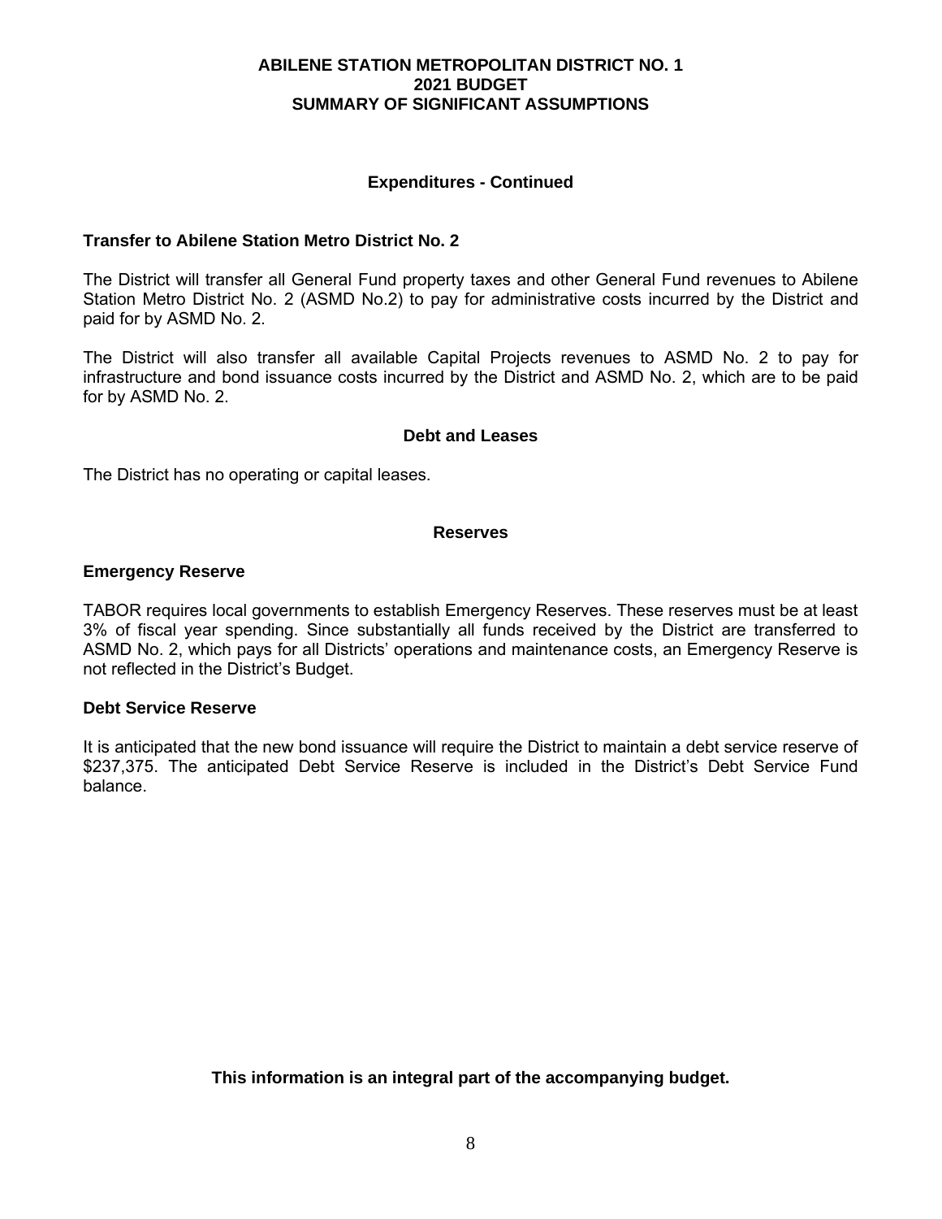# ABILENE STATION METROPOLITAN DISTRICT NO. 1
## 2021 BUDGET
## SUMMARY OF SIGNIFICANT ASSUMPTIONS

### Expenditures - Continued

**Transfer to Abilene Station Metro District No. 2**

The District will transfer all General Fund property taxes and other General Fund revenues to Abilene Station Metro District No. 2 (ASMD No.2) to pay for administrative costs incurred by the District and paid for by ASMD No. 2.

The District will also transfer all available Capital Projects revenues to ASMD No. 2 to pay for infrastructure and bond issuance costs incurred by the District and ASMD No. 2, which are to be paid for by ASMD No. 2.

### Debt and Leases

The District has no operating or capital leases.

### Reserves

**Emergency Reserve**

TABOR requires local governments to establish Emergency Reserves. These reserves must be at least 3% of fiscal year spending. Since substantially all funds received by the District are transferred to ASMD No. 2, which pays for all Districts' operations and maintenance costs, an Emergency Reserve is not reflected in the District's Budget.

**Debt Service Reserve**

It is anticipated that the new bond issuance will require the District to maintain a debt service reserve of $237,375. The anticipated Debt Service Reserve is included in the District's Debt Service Fund balance.

**This information is an integral part of the accompanying budget.**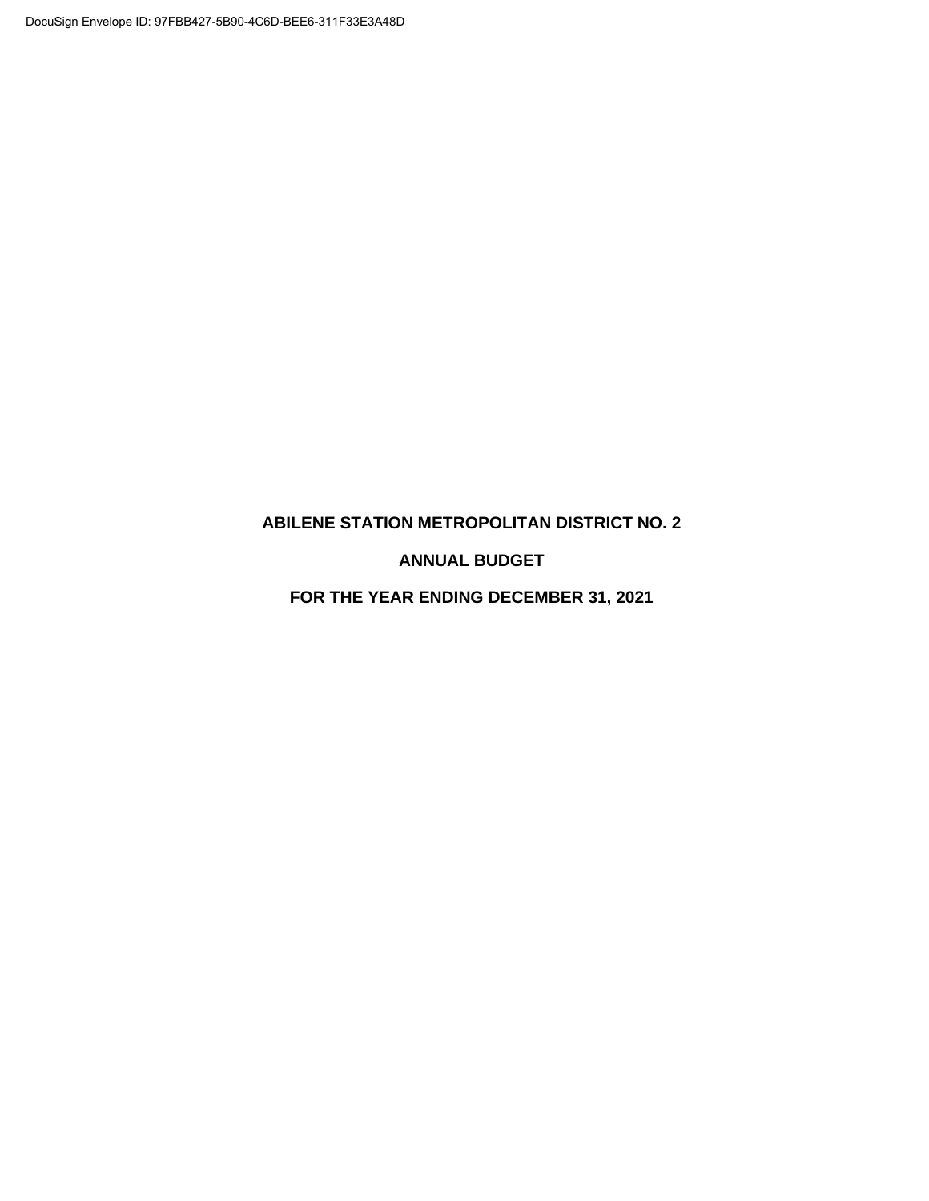**ABILENE STATION METROPOLITAN DISTRICT NO. 2**

**ANNUAL BUDGET**

**FOR THE YEAR ENDING DECEMBER 31, 2021**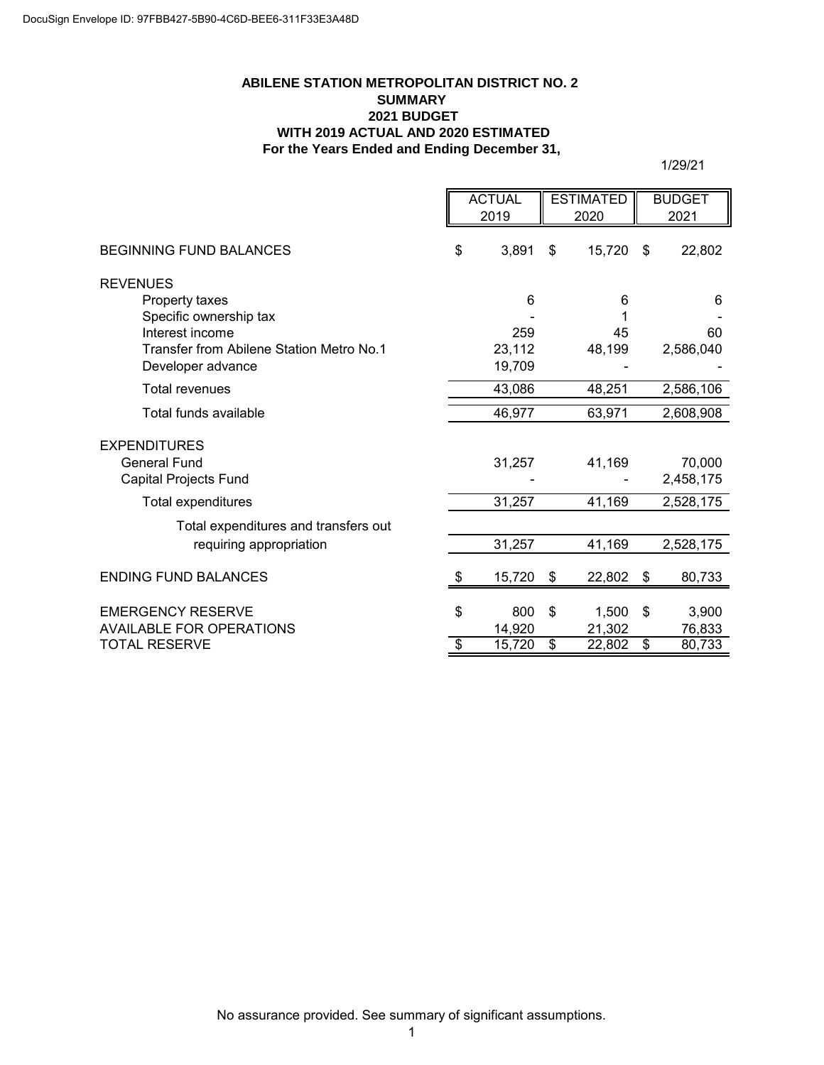DocuSign Envelope ID: 97FBB427-5B90-4C6D-BEE6-311F33E3A48D

**ABILENE STATION METROPOLITAN DISTRICT NO. 2**
**SUMMARY**
**2021 BUDGET**
**WITH 2019 ACTUAL AND 2020 ESTIMATED**
**For the Years Ended and Ending December 31,**

1/29/21

| | ACTUAL 2019 | ESTIMATED 2020 | BUDGET 2021 |
|---|---|---|---|
| BEGINNING FUND BALANCES | $ 3,891 | $ 15,720 | $ 22,802 |
| REVENUES | | | |
| Property taxes | 6 | 6 | 6 |
| Specific ownership tax | - | 1 | - |
| Interest income | 259 | 45 | 60 |
| Transfer from Abilene Station Metro No.1 | 23,112 | 48,199 | 2,586,040 |
| Developer advance | 19,709 | - | - |
| Total revenues | 43,086 | 48,251 | 2,586,106 |
| Total funds available | 46,977 | 63,971 | 2,608,908 |
| EXPENDITURES | | | |
| General Fund | 31,257 | 41,169 | 70,000 |
| Capital Projects Fund | - | - | 2,458,175 |
| Total expenditures | 31,257 | 41,169 | 2,528,175 |
| Total expenditures and transfers out requiring appropriation | 31,257 | 41,169 | 2,528,175 |
| ENDING FUND BALANCES | $ 15,720 | $ 22,802 | $ 80,733 |
| EMERGENCY RESERVE | $ 800 | $ 1,500 | $ 3,900 |
| AVAILABLE FOR OPERATIONS | 14,920 | 21,302 | 76,833 |
| TOTAL RESERVE | $ 15,720 | $ 22,802 | $ 80,733 |

No assurance provided. See summary of significant assumptions.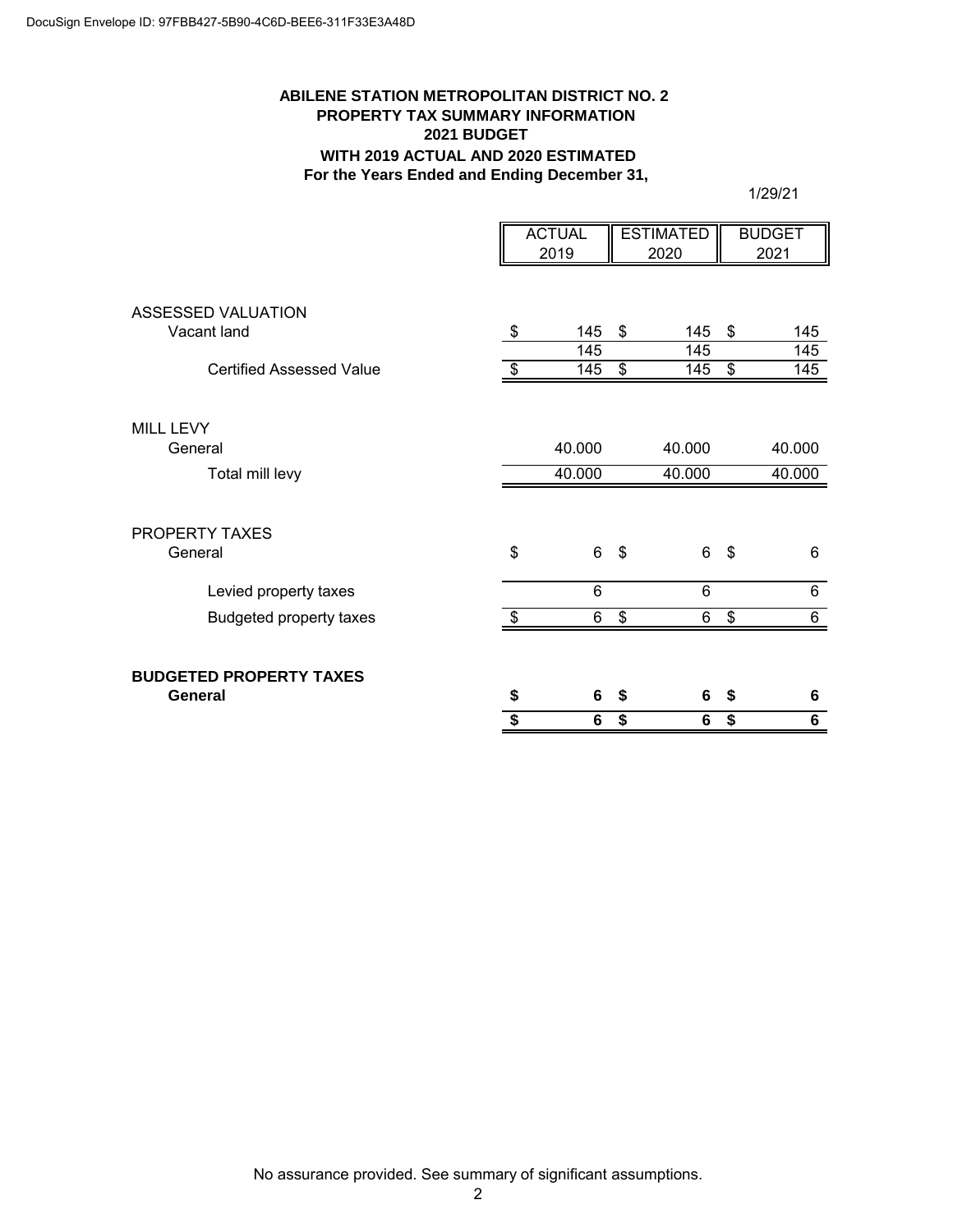DocuSign Envelope ID: 97FBB427-5B90-4C6D-BEE6-311F33E3A48D

**ABILENE STATION METROPOLITAN DISTRICT NO. 2**
**PROPERTY TAX SUMMARY INFORMATION**
**2021 BUDGET**
**WITH 2019 ACTUAL AND 2020 ESTIMATED**
**For the Years Ended and Ending December 31,**

1/29/21

| | ACTUAL 2019 | ESTIMATED 2020 | BUDGET 2021 |
|---|---|---|---|
| ASSESSED VALUATION | | | |
| Vacant land | $ 145 | $ 145 | $ 145 |
| | 145 | 145 | 145 |
| Certified Assessed Value | $ 145 | $ 145 | $ 145 |
| MILL LEVY | | | |
| General | 40.000 | 40.000 | 40.000 |
| Total mill levy | 40.000 | 40.000 | 40.000 |
| PROPERTY TAXES | | | |
| General | $ 6 | $ 6 | $ 6 |
| Levied property taxes | 6 | 6 | 6 |
| Budgeted property taxes | $ 6 | $ 6 | $ 6 |
| **BUDGETED PROPERTY TAXES** | | | |
| **General** | **$ 6** | **$ 6** | **$ 6** |
| | **$ 6** | **$ 6** | **$ 6** |

No assurance provided. See summary of significant assumptions.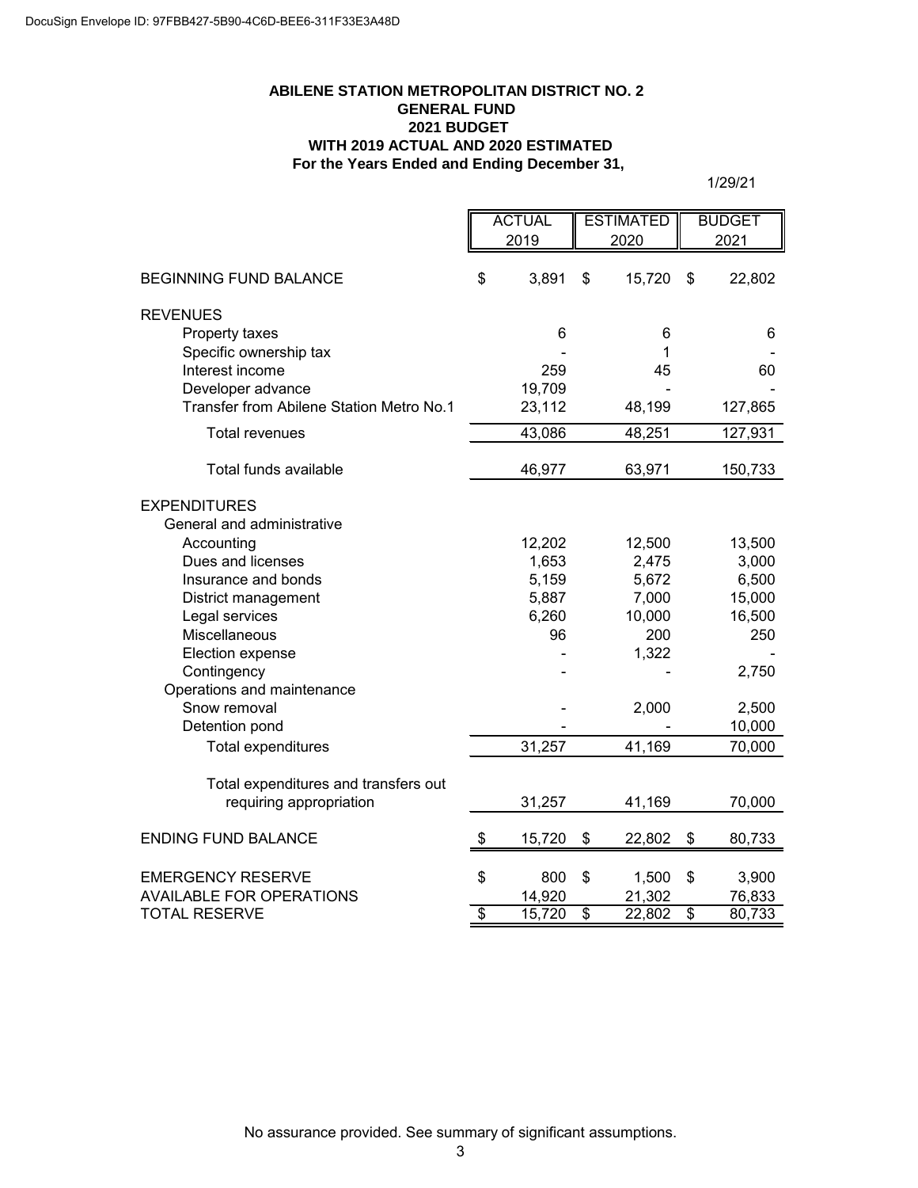DocuSign Envelope ID: 97FBB427-5B90-4C6D-BEE6-311F33E3A48D

**ABILENE STATION METROPOLITAN DISTRICT NO. 2**
**GENERAL FUND**
**2021 BUDGET**
**WITH 2019 ACTUAL AND 2020 ESTIMATED**
**For the Years Ended and Ending December 31,**

1/29/21

| | ACTUAL 2019 | ESTIMATED 2020 | BUDGET 2021 |
|---|---|---|---|
| BEGINNING FUND BALANCE | $ 3,891 | $ 15,720 | $ 22,802 |
| REVENUES | | | |
| Property taxes | 6 | 6 | 6 |
| Specific ownership tax | - | 1 | - |
| Interest income | 259 | 45 | 60 |
| Developer advance | 19,709 | - | - |
| Transfer from Abilene Station Metro No.1 | 23,112 | 48,199 | 127,865 |
| Total revenues | 43,086 | 48,251 | 127,931 |
| Total funds available | 46,977 | 63,971 | 150,733 |
| EXPENDITURES | | | |
| General and administrative | | | |
| Accounting | 12,202 | 12,500 | 13,500 |
| Dues and licenses | 1,653 | 2,475 | 3,000 |
| Insurance and bonds | 5,159 | 5,672 | 6,500 |
| District management | 5,887 | 7,000 | 15,000 |
| Legal services | 6,260 | 10,000 | 16,500 |
| Miscellaneous | 96 | 200 | 250 |
| Election expense | - | 1,322 | - |
| Contingency | - | - | 2,750 |
| Operations and maintenance | | | |
| Snow removal | - | 2,000 | 2,500 |
| Detention pond | - | - | 10,000 |
| Total expenditures | 31,257 | 41,169 | 70,000 |
| Total expenditures and transfers out requiring appropriation | 31,257 | 41,169 | 70,000 |
| ENDING FUND BALANCE | $ 15,720 | $ 22,802 | $ 80,733 |
| EMERGENCY RESERVE | $ 800 | $ 1,500 | $ 3,900 |
| AVAILABLE FOR OPERATIONS | 14,920 | 21,302 | 76,833 |
| TOTAL RESERVE | $ 15,720 | $ 22,802 | $ 80,733 |

No assurance provided. See summary of significant assumptions.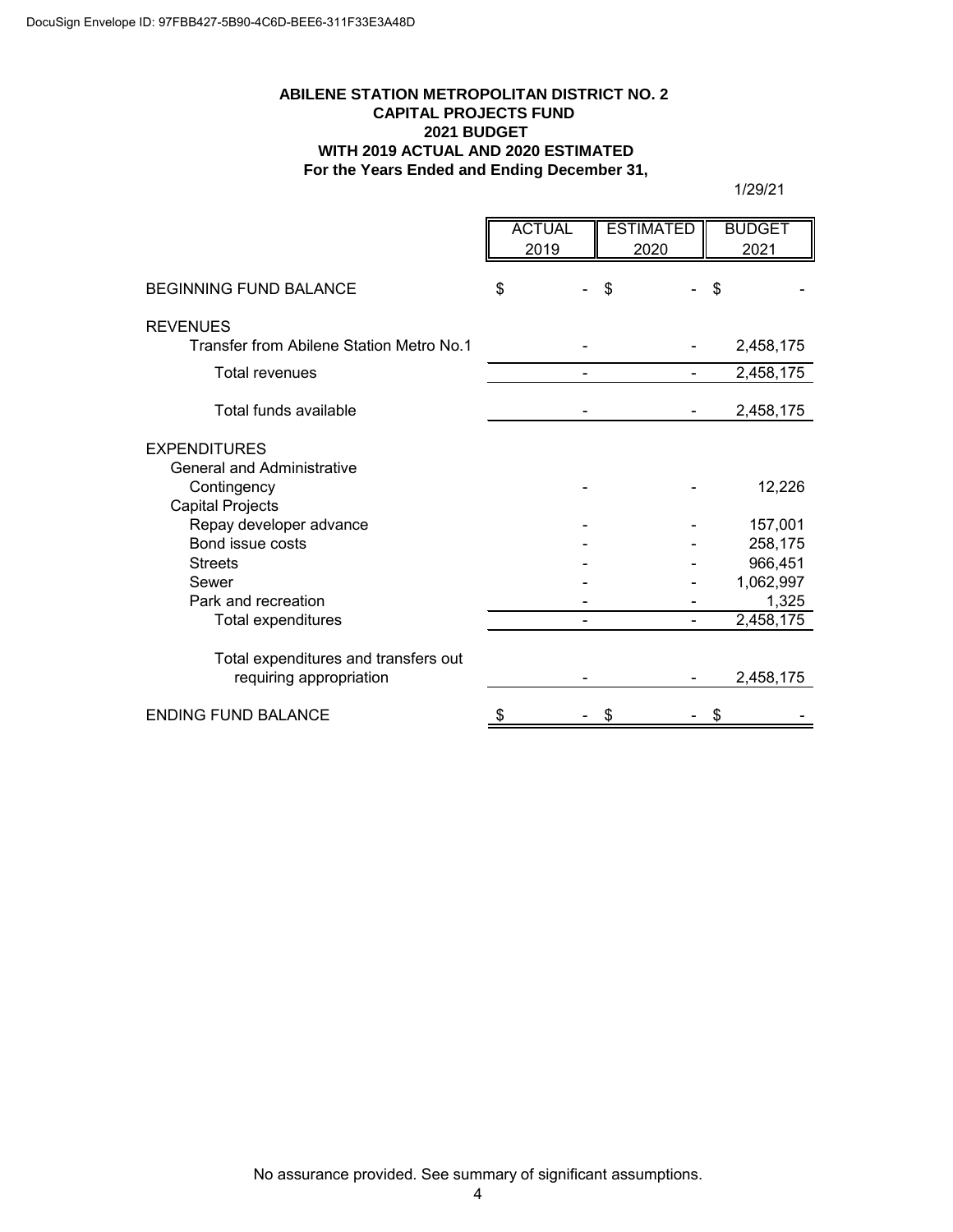DocuSign Envelope ID: 97FBB427-5B90-4C6D-BEE6-311F33E3A48D

**ABILENE STATION METROPOLITAN DISTRICT NO. 2**
**CAPITAL PROJECTS FUND**
**2021 BUDGET**
**WITH 2019 ACTUAL AND 2020 ESTIMATED**
**For the Years Ended and Ending December 31,**

1/29/21

| | ACTUAL 2019 | ESTIMATED 2020 | BUDGET 2021 |
|---|---|---|---|
| BEGINNING FUND BALANCE | $ - | $ - | $ - |
| REVENUES | | | |
| Transfer from Abilene Station Metro No.1 | - | - | 2,458,175 |
| Total revenues | - | - | 2,458,175 |
| Total funds available | - | - | 2,458,175 |
| EXPENDITURES | | | |
| General and Administrative | | | |
| Contingency | - | - | 12,226 |
| Capital Projects | | | |
| Repay developer advance | - | - | 157,001 |
| Bond issue costs | - | - | 258,175 |
| Streets | - | - | 966,451 |
| Sewer | - | - | 1,062,997 |
| Park and recreation | - | - | 1,325 |
| Total expenditures | - | - | 2,458,175 |
| Total expenditures and transfers out requiring appropriation | - | - | 2,458,175 |
| ENDING FUND BALANCE | $ - | $ - | $ - |

No assurance provided. See summary of significant assumptions.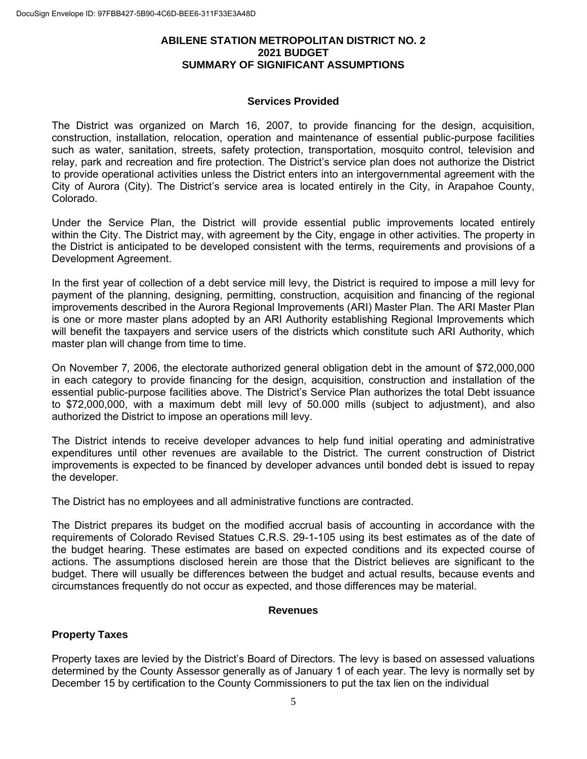# ABILENE STATION METROPOLITAN DISTRICT NO. 2
# 2021 BUDGET
# SUMMARY OF SIGNIFICANT ASSUMPTIONS

## Services Provided

The District was organized on March 16, 2007, to provide financing for the design, acquisition, construction, installation, relocation, operation and maintenance of essential public-purpose facilities such as water, sanitation, streets, safety protection, transportation, mosquito control, television and relay, park and recreation and fire protection. The District's service plan does not authorize the District to provide operational activities unless the District enters into an intergovernmental agreement with the City of Aurora (City). The District's service area is located entirely in the City, in Arapahoe County, Colorado.

Under the Service Plan, the District will provide essential public improvements located entirely within the City. The District may, with agreement by the City, engage in other activities. The property in the District is anticipated to be developed consistent with the terms, requirements and provisions of a Development Agreement.

In the first year of collection of a debt service mill levy, the District is required to impose a mill levy for payment of the planning, designing, permitting, construction, acquisition and financing of the regional improvements described in the Aurora Regional Improvements (ARI) Master Plan. The ARI Master Plan is one or more master plans adopted by an ARI Authority establishing Regional Improvements which will benefit the taxpayers and service users of the districts which constitute such ARI Authority, which master plan will change from time to time.

On November 7, 2006, the electorate authorized general obligation debt in the amount of $72,000,000 in each category to provide financing for the design, acquisition, construction and installation of the essential public-purpose facilities above. The District's Service Plan authorizes the total Debt issuance to $72,000,000, with a maximum debt mill levy of 50.000 mills (subject to adjustment), and also authorized the District to impose an operations mill levy.

The District intends to receive developer advances to help fund initial operating and administrative expenditures until other revenues are available to the District. The current construction of District improvements is expected to be financed by developer advances until bonded debt is issued to repay the developer.

The District has no employees and all administrative functions are contracted.

The District prepares its budget on the modified accrual basis of accounting in accordance with the requirements of Colorado Revised Statues C.R.S. 29-1-105 using its best estimates as of the date of the budget hearing. These estimates are based on expected conditions and its expected course of actions. The assumptions disclosed herein are those that the District believes are significant to the budget. There will usually be differences between the budget and actual results, because events and circumstances frequently do not occur as expected, and those differences may be material.

## Revenues

### Property Taxes

Property taxes are levied by the District's Board of Directors. The levy is based on assessed valuations determined by the County Assessor generally as of January 1 of each year. The levy is normally set by December 15 by certification to the County Commissioners to put the tax lien on the individual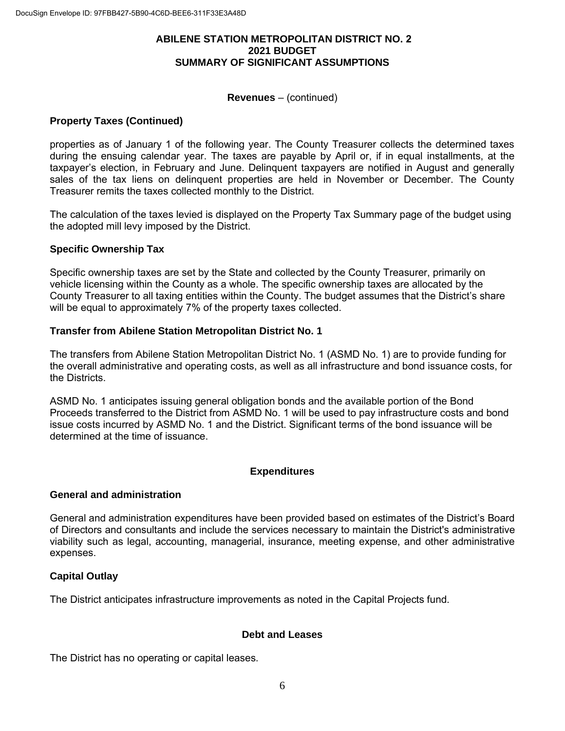# ABILENE STATION METROPOLITAN DISTRICT NO. 2
## 2021 BUDGET
## SUMMARY OF SIGNIFICANT ASSUMPTIONS

**Revenues** – (continued)

### Property Taxes (Continued)

properties as of January 1 of the following year. The County Treasurer collects the determined taxes during the ensuing calendar year. The taxes are payable by April or, if in equal installments, at the taxpayer's election, in February and June. Delinquent taxpayers are notified in August and generally sales of the tax liens on delinquent properties are held in November or December. The County Treasurer remits the taxes collected monthly to the District.

The calculation of the taxes levied is displayed on the Property Tax Summary page of the budget using the adopted mill levy imposed by the District.

### Specific Ownership Tax

Specific ownership taxes are set by the State and collected by the County Treasurer, primarily on vehicle licensing within the County as a whole. The specific ownership taxes are allocated by the County Treasurer to all taxing entities within the County. The budget assumes that the District's share will be equal to approximately 7% of the property taxes collected.

### Transfer from Abilene Station Metropolitan District No. 1

The transfers from Abilene Station Metropolitan District No. 1 (ASMD No. 1) are to provide funding for the overall administrative and operating costs, as well as all infrastructure and bond issuance costs, for the Districts.

ASMD No. 1 anticipates issuing general obligation bonds and the available portion of the Bond Proceeds transferred to the District from ASMD No. 1 will be used to pay infrastructure costs and bond issue costs incurred by ASMD No. 1 and the District. Significant terms of the bond issuance will be determined at the time of issuance.

## Expenditures

### General and administration

General and administration expenditures have been provided based on estimates of the District's Board of Directors and consultants and include the services necessary to maintain the District's administrative viability such as legal, accounting, managerial, insurance, meeting expense, and other administrative expenses.

### Capital Outlay

The District anticipates infrastructure improvements as noted in the Capital Projects fund.

## Debt and Leases

The District has no operating or capital leases.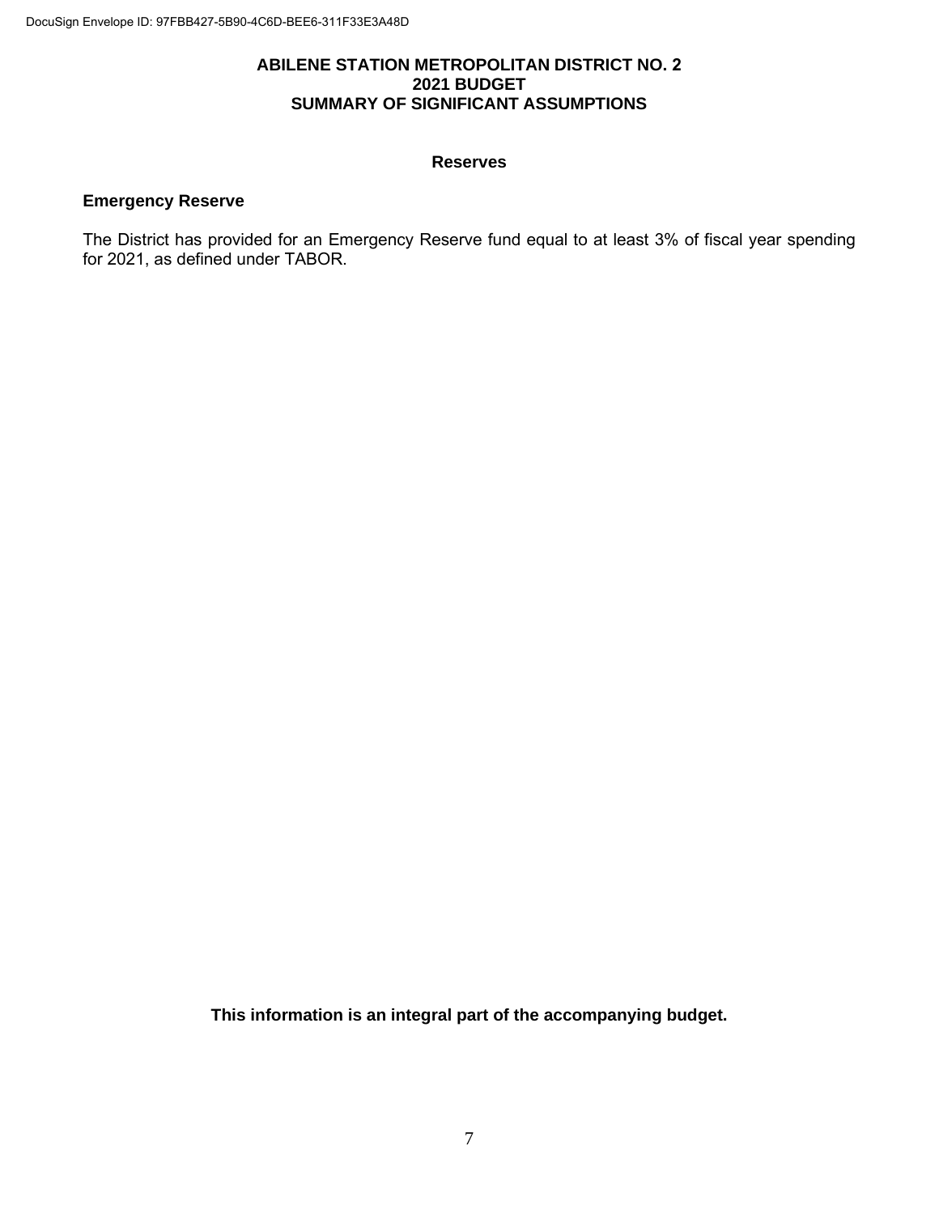# ABILENE STATION METROPOLITAN DISTRICT NO. 2
# 2021 BUDGET
# SUMMARY OF SIGNIFICANT ASSUMPTIONS

## Reserves

### Emergency Reserve

The District has provided for an Emergency Reserve fund equal to at least 3% of fiscal year spending for 2021, as defined under TABOR.

**This information is an integral part of the accompanying budget.**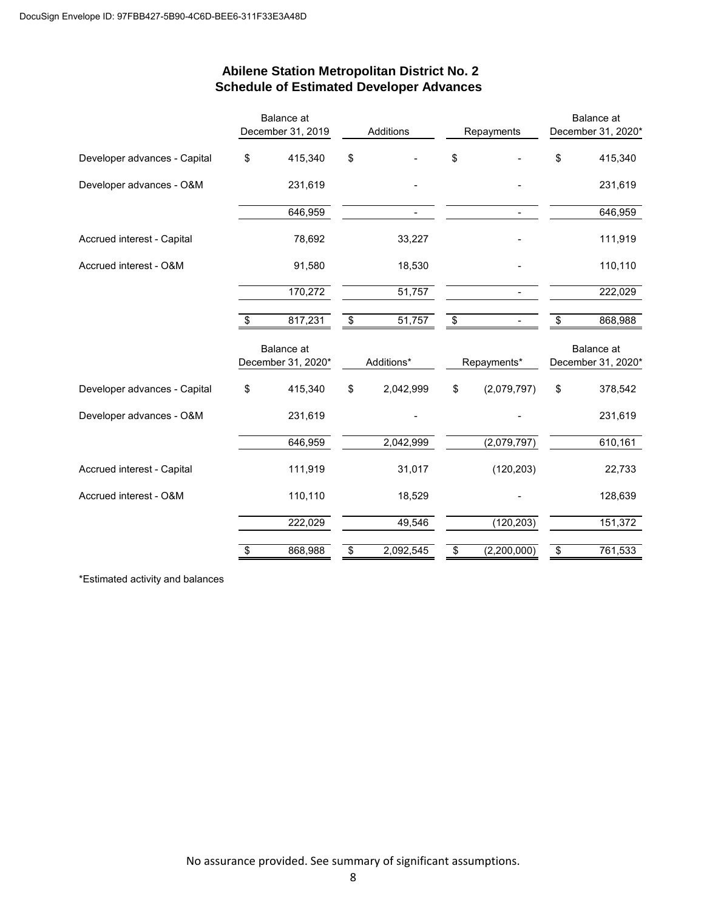# Abilene Station Metropolitan District No. 2
## Schedule of Estimated Developer Advances

| | Balance at December 31, 2019 | Additions | Repayments | Balance at December 31, 2020* |
|---|---|---|---|---|
| Developer advances - Capital | $ 415,340 | $ - | $ - | $ 415,340 |
| Developer advances - O&M | 231,619 | - | - | 231,619 |
| | 646,959 | - | - | 646,959 |
| Accrued interest - Capital | 78,692 | 33,227 | - | 111,919 |
| Accrued interest - O&M | 91,580 | 18,530 | - | 110,110 |
| | 170,272 | 51,757 | - | 222,029 |
| | $ 817,231 | $ 51,757 | $ - | $ 868,988 |

| | Balance at December 31, 2020* | Additions* | Repayments* | Balance at December 31, 2020* |
|---|---|---|---|---|
| Developer advances - Capital | $ 415,340 | $ 2,042,999 | $ (2,079,797) | $ 378,542 |
| Developer advances - O&M | 231,619 | - | - | 231,619 |
| | 646,959 | 2,042,999 | (2,079,797) | 610,161 |
| Accrued interest - Capital | 111,919 | 31,017 | (120,203) | 22,733 |
| Accrued interest - O&M | 110,110 | 18,529 | - | 128,639 |
| | 222,029 | 49,546 | (120,203) | 151,372 |
| | $ 868,988 | $ 2,092,545 | $ (2,200,000) | $ 761,533 |

*Estimated activity and balances

No assurance provided. See summary of significant assumptions.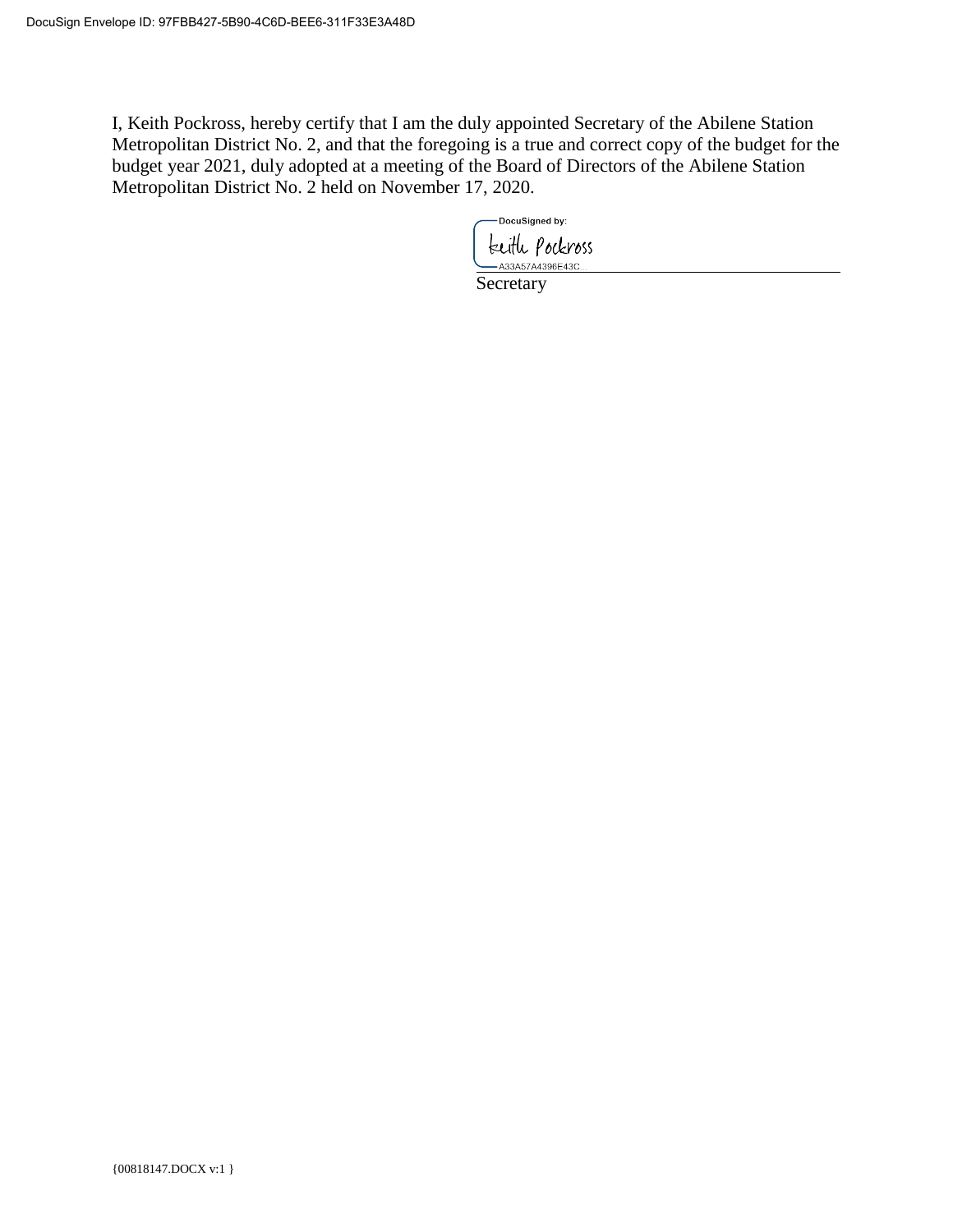I, Keith Pockross, hereby certify that I am the duly appointed Secretary of the Abilene Station Metropolitan District No. 2, and that the foregoing is a true and correct copy of the budget for the budget year 2021, duly adopted at a meeting of the Board of Directors of the Abilene Station Metropolitan District No. 2 held on November 17, 2020.

DocuSigned by:
Keith Pockross
A33A57A4396E43C...

Secretary

{00818147.DOCX v:1 }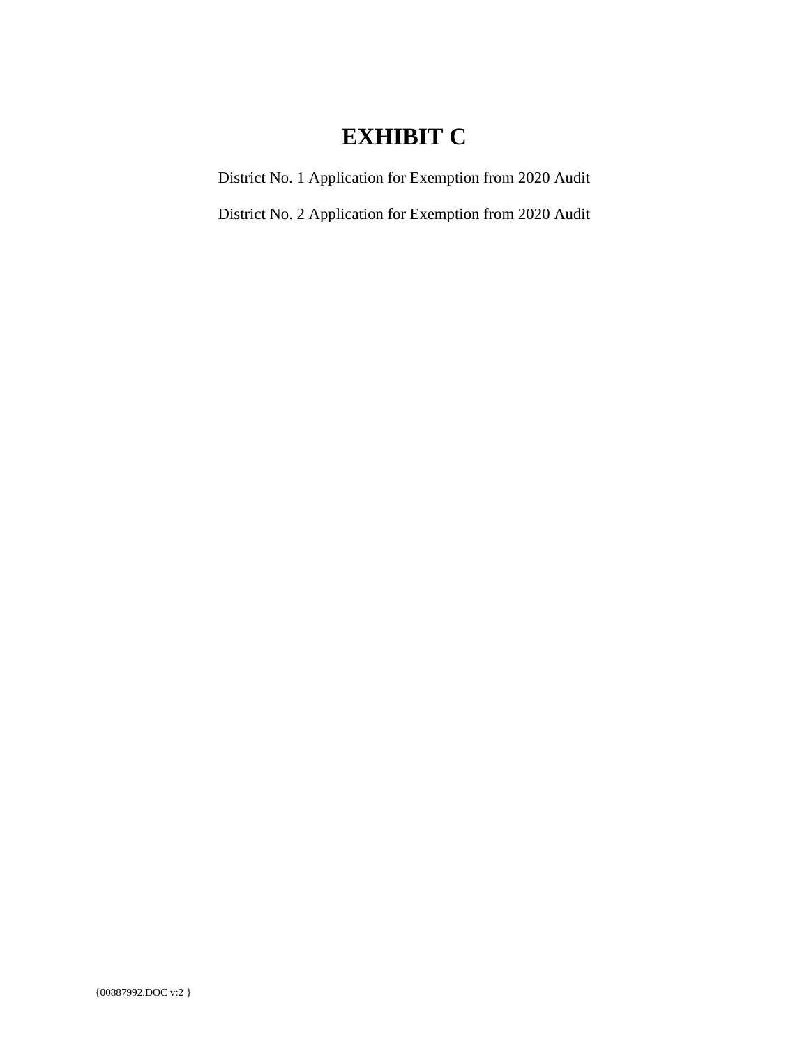# EXHIBIT C

District No. 1 Application for Exemption from 2020 Audit

District No. 2 Application for Exemption from 2020 Audit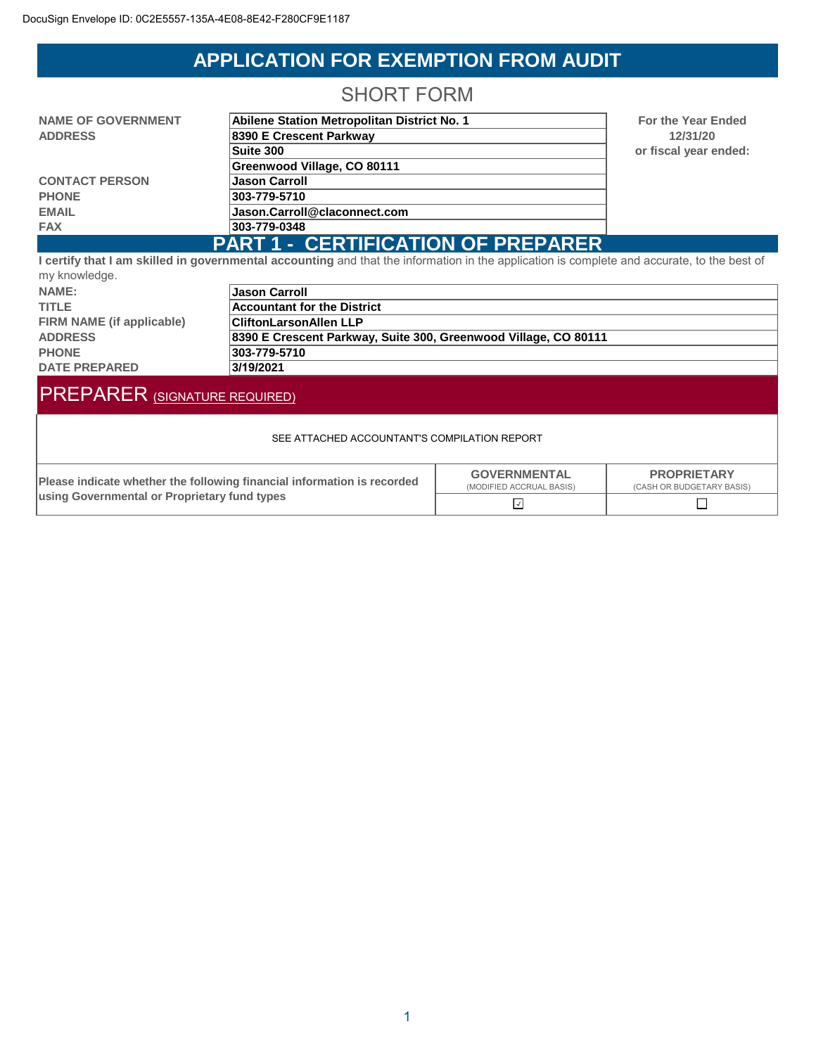DocuSign Envelope ID: 0C2E5557-135A-4E08-8E42-F280CF9E1187

# APPLICATION FOR EXEMPTION FROM AUDIT

## SHORT FORM

| | | |
|---|---|---|
| **NAME OF GOVERNMENT** | **Abilene Station Metropolitan District No. 1** | **For the Year Ended** |
| **ADDRESS** | **8390 E Crescent Parkway** | **12/31/20** |
| | **Suite 300** | **or fiscal year ended:** |
| | **Greenwood Village, CO 80111** | |
| **CONTACT PERSON** | **Jason Carroll** | |
| **PHONE** | **303-779-5710** | |
| **EMAIL** | **Jason.Carroll@claconnect.com** | |
| **FAX** | **303-779-0348** | |

## PART 1 - CERTIFICATION OF PREPARER

**I certify that I am skilled in governmental accounting** and that the information in the application is complete and accurate, to the best of my knowledge.

| | |
|---|---|
| **NAME:** | **Jason Carroll** |
| **TITLE** | **Accountant for the District** |
| **FIRM NAME (if applicable)** | **CliftonLarsonAllen LLP** |
| **ADDRESS** | **8390 E Crescent Parkway, Suite 300, Greenwood Village, CO 80111** |
| **PHONE** | **303-779-5710** |
| **DATE PREPARED** | **3/19/2021** |

## PREPARER (SIGNATURE REQUIRED)

SEE ATTACHED ACCOUNTANT'S COMPILATION REPORT

| **Please indicate whether the following financial information is recorded using Governmental or Proprietary fund types** | **GOVERNMENTAL** (MODIFIED ACCRUAL BASIS) | **PROPRIETARY** (CASH OR BUDGETARY BASIS) |
|---|---|---|
| | ☑ | ☐ |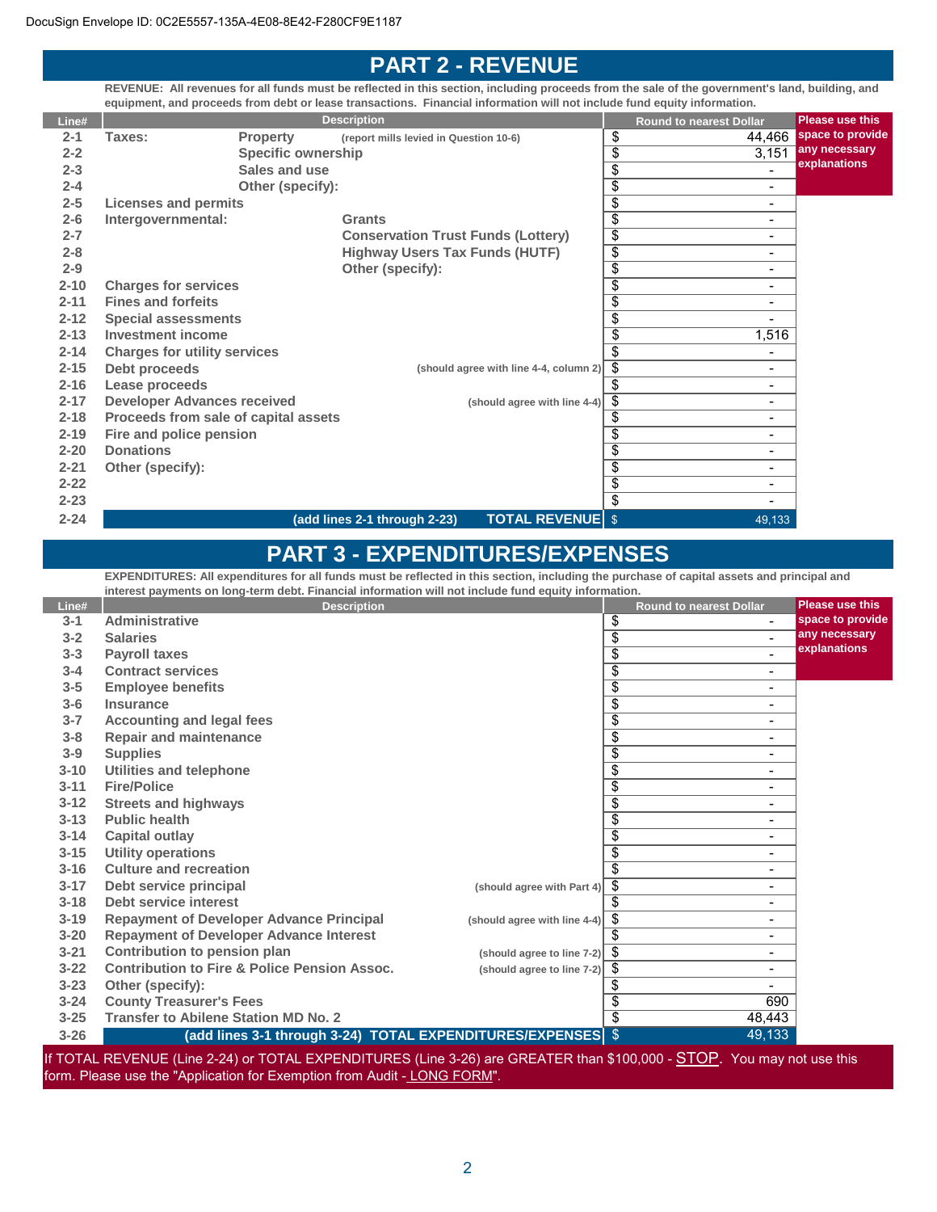DocuSign Envelope ID: 0C2E5557-135A-4E08-8E42-F280CF9E1187

# PART 2 - REVENUE

**REVENUE: All revenues for all funds must be reflected in this section, including proceeds from the sale of the government's land, building, and equipment, and proceeds from debt or lease transactions. Financial information will not include fund equity information.**

| Line# | Description | | | Round to nearest Dollar | Please use this space to provide any necessary explanations |
|---|---|---|---|---|---|
| 2-1 | Taxes: | Property | (report mills levied in Question 10-6) | $ 44,466 | |
| 2-2 | | Specific ownership | | $ 3,151 | |
| 2-3 | | Sales and use | | $ - | |
| 2-4 | | Other (specify): | | $ - | |
| 2-5 | Licenses and permits | | | $ - | |
| 2-6 | Intergovernmental: | | Grants | $ - | |
| 2-7 | | | Conservation Trust Funds (Lottery) | $ - | |
| 2-8 | | | Highway Users Tax Funds (HUTF) | $ - | |
| 2-9 | | | Other (specify): | $ - | |
| 2-10 | Charges for services | | | $ - | |
| 2-11 | Fines and forfeits | | | $ - | |
| 2-12 | Special assessments | | | $ - | |
| 2-13 | Investment income | | | $ 1,516 | |
| 2-14 | Charges for utility services | | | $ - | |
| 2-15 | Debt proceeds | | (should agree with line 4-4, column 2) | $ - | |
| 2-16 | Lease proceeds | | | $ - | |
| 2-17 | Developer Advances received | | (should agree with line 4-4) | $ - | |
| 2-18 | Proceeds from sale of capital assets | | | $ - | |
| 2-19 | Fire and police pension | | | $ - | |
| 2-20 | Donations | | | $ - | |
| 2-21 | Other (specify): | | | $ - | |
| 2-22 | | | | $ - | |
| 2-23 | | | | $ - | |
| 2-24 | (add lines 2-1 through 2-23) | | TOTAL REVENUE | $ 49,133 | |

# PART 3 - EXPENDITURES/EXPENSES

**EXPENDITURES: All expenditures for all funds must be reflected in this section, including the purchase of capital assets and principal and interest payments on long-term debt. Financial information will not include fund equity information.**

| Line# | Description | | Round to nearest Dollar | Please use this space to provide any necessary explanations |
|---|---|---|---|---|
| 3-1 | Administrative | | $ - | |
| 3-2 | Salaries | | $ - | |
| 3-3 | Payroll taxes | | $ - | |
| 3-4 | Contract services | | $ - | |
| 3-5 | Employee benefits | | $ - | |
| 3-6 | Insurance | | $ - | |
| 3-7 | Accounting and legal fees | | $ - | |
| 3-8 | Repair and maintenance | | $ - | |
| 3-9 | Supplies | | $ - | |
| 3-10 | Utilities and telephone | | $ - | |
| 3-11 | Fire/Police | | $ - | |
| 3-12 | Streets and highways | | $ - | |
| 3-13 | Public health | | $ - | |
| 3-14 | Capital outlay | | $ - | |
| 3-15 | Utility operations | | $ - | |
| 3-16 | Culture and recreation | | $ - | |
| 3-17 | Debt service principal | (should agree with Part 4) | $ - | |
| 3-18 | Debt service interest | | $ - | |
| 3-19 | Repayment of Developer Advance Principal | (should agree with line 4-4) | $ - | |
| 3-20 | Repayment of Developer Advance Interest | | $ - | |
| 3-21 | Contribution to pension plan | (should agree to line 7-2) | $ - | |
| 3-22 | Contribution to Fire & Police Pension Assoc. | (should agree to line 7-2) | $ - | |
| 3-23 | Other (specify): | | $ - | |
| 3-24 | County Treasurer's Fees | | $ 690 | |
| 3-25 | Transfer to Abilene Station MD No. 2 | | $ 48,443 | |
| 3-26 | (add lines 3-1 through 3-24) TOTAL EXPENDITURES/EXPENSES | | $ 49,133 | |

If TOTAL REVENUE (Line 2-24) or TOTAL EXPENDITURES (Line 3-26) are GREATER than $100,000 - STOP. You may not use this form. Please use the "Application for Exemption from Audit - LONG FORM".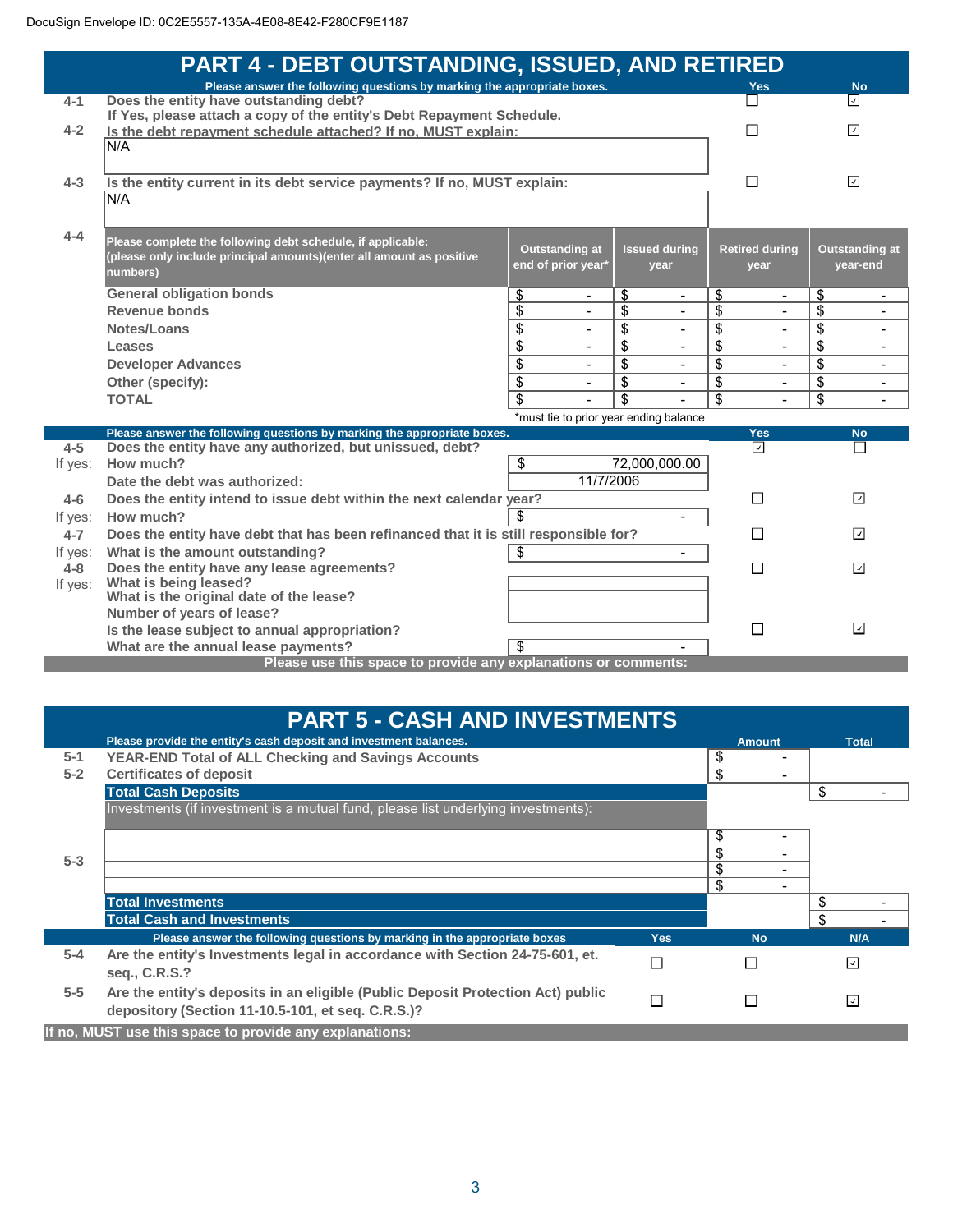DocuSign Envelope ID: 0C2E5557-135A-4E08-8E42-F280CF9E1187

# PART 4 - DEBT OUTSTANDING, ISSUED, AND RETIRED

| | Please answer the following questions by marking the appropriate boxes. | Yes | No |
|---|---|---|---|
| 4-1 | Does the entity have outstanding debt? If Yes, please attach a copy of the entity's Debt Repayment Schedule. | ☐ | ☑ |
| 4-2 | Is the debt repayment schedule attached? If no, MUST explain: N/A | ☐ | ☑ |
| 4-3 | Is the entity current in its debt service payments? If no, MUST explain: N/A | ☐ | ☑ |

**4-4** Please complete the following debt schedule, if applicable: (please only include principal amounts)(enter all amount as positive numbers)

| | Outstanding at end of prior year* | Issued during year | Retired during year | Outstanding at year-end |
|---|---|---|---|---|
| General obligation bonds | $ - | $ - | $ - | $ - |
| Revenue bonds | $ - | $ - | $ - | $ - |
| Notes/Loans | $ - | $ - | $ - | $ - |
| Leases | $ - | $ - | $ - | $ - |
| Developer Advances | $ - | $ - | $ - | $ - |
| Other (specify): | $ - | $ - | $ - | $ - |
| TOTAL | $ - | $ - | $ - | $ - |

*must tie to prior year ending balance

| | Please answer the following questions by marking the appropriate boxes. | | Yes | No |
|---|---|---|---|---|
| 4-5 | Does the entity have any authorized, but unissued, debt? | | ☑ | ☐ |
| If yes: | How much? | $ 72,000,000.00 | | |
| | Date the debt was authorized: | 11/7/2006 | | |
| 4-6 | Does the entity intend to issue debt within the next calendar year? | | ☐ | ☑ |
| If yes: | How much? | $ - | | |
| 4-7 | Does the entity have debt that has been refinanced that it is still responsible for? | | ☐ | ☑ |
| If yes: | What is the amount outstanding? | $ - | | |
| 4-8 | Does the entity have any lease agreements? | | ☐ | ☑ |
| If yes: | What is being leased? | | | |
| | What is the original date of the lease? | | | |
| | Number of years of lease? | | | |
| | Is the lease subject to annual appropriation? | | ☐ | ☑ |
| | What are the annual lease payments? | $ - | | |

Please use this space to provide any explanations or comments:

# PART 5 - CASH AND INVESTMENTS

| | Please provide the entity's cash deposit and investment balances. | Amount | Total |
|---|---|---|---|
| 5-1 | YEAR-END Total of ALL Checking and Savings Accounts | $ - | |
| 5-2 | Certificates of deposit | $ - | |
| | **Total Cash Deposits** | | $ - |
| 5-3 | Investments (if investment is a mutual fund, please list underlying investments): | | |
| | | $ - | |
| | | $ - | |
| | | $ - | |
| | | $ - | |
| | **Total Investments** | | $ - |
| | **Total Cash and Investments** | | $ - |

| | Please answer the following questions by marking in the appropriate boxes | Yes | No | N/A |
|---|---|---|---|---|
| 5-4 | Are the entity's Investments legal in accordance with Section 24-75-601, et. seq., C.R.S.? | ☐ | ☐ | ☑ |
| 5-5 | Are the entity's deposits in an eligible (Public Deposit Protection Act) public depository (Section 11-10.5-101, et seq. C.R.S.)? | ☐ | ☐ | ☑ |

If no, MUST use this space to provide any explanations: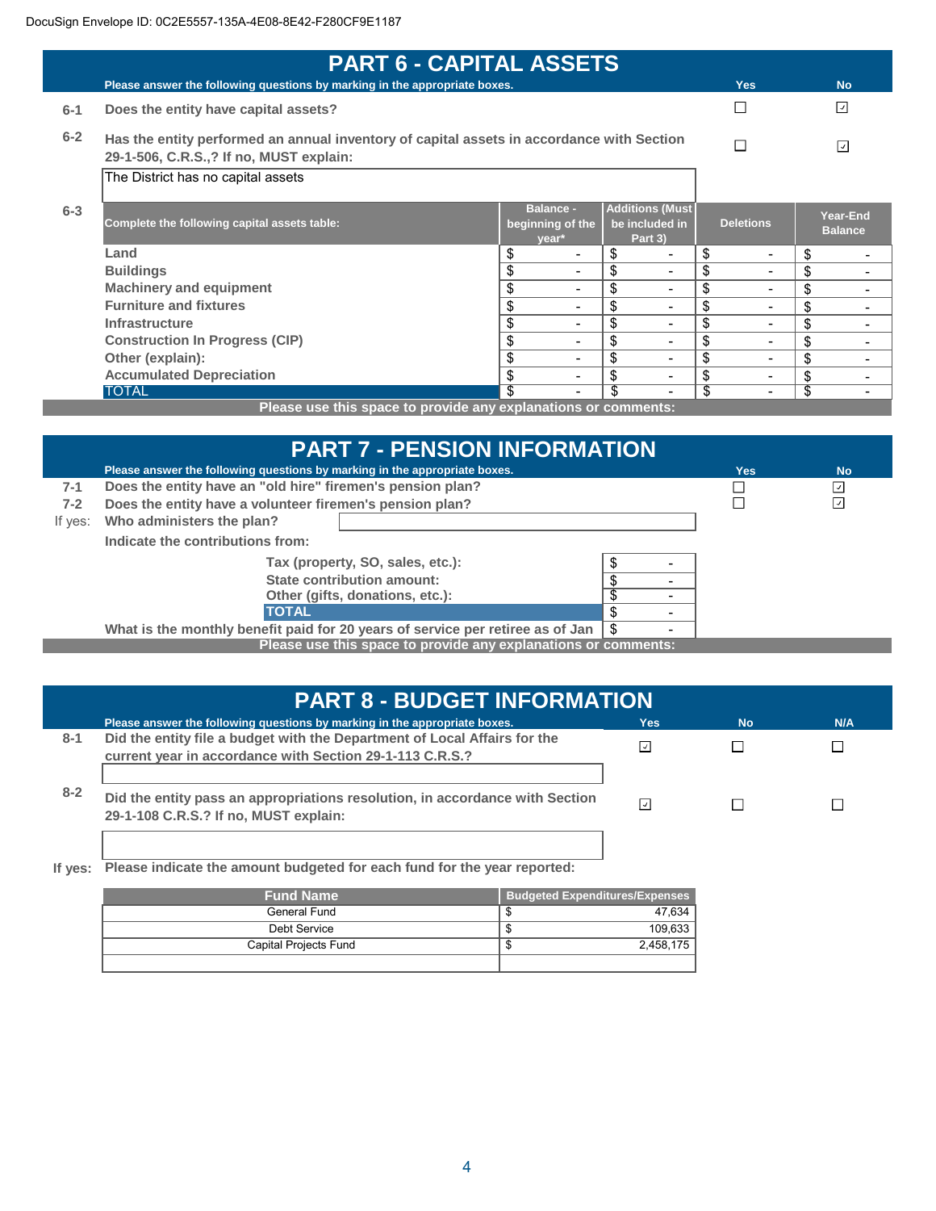# PART 6 - CAPITAL ASSETS

Please answer the following questions by marking in the appropriate boxes.

| | | Yes | No |
|---|---|---|---|
| 6-1 | Does the entity have capital assets? | ☐ | ☑ |
| 6-2 | Has the entity performed an annual inventory of capital assets in accordance with Section 29-1-506, C.R.S.,? If no, MUST explain: | ☐ | ☑ |

The District has no capital assets

6-3

| Complete the following capital assets table: | Balance - beginning of the year* | Additions (Must be included in Part 3) | Deletions | Year-End Balance |
|---|---|---|---|---|
| Land | $ - | $ - | $ - | $ - |
| Buildings | $ - | $ - | $ - | $ - |
| Machinery and equipment | $ - | $ - | $ - | $ - |
| Furniture and fixtures | $ - | $ - | $ - | $ - |
| Infrastructure | $ - | $ - | $ - | $ - |
| Construction In Progress (CIP) | $ - | $ - | $ - | $ - |
| Other (explain): | $ - | $ - | $ - | $ - |
| Accumulated Depreciation | $ - | $ - | $ - | $ - |
| TOTAL | $ - | $ - | $ - | $ - |

Please use this space to provide any explanations or comments:

# PART 7 - PENSION INFORMATION

Please answer the following questions by marking in the appropriate boxes.

| | | Yes | No |
|---|---|---|---|
| 7-1 | Does the entity have an "old hire" firemen's pension plan? | ☐ | ☑ |
| 7-2 | Does the entity have a volunteer firemen's pension plan? | ☐ | ☑ |

If yes: Who administers the plan?

Indicate the contributions from:

| | |
|---|---|
| Tax (property, SO, sales, etc.): | $ - |
| State contribution amount: | $ - |
| Other (gifts, donations, etc.): | $ - |
| TOTAL | $ - |

What is the monthly benefit paid for 20 years of service per retiree as of Jan | $ -

Please use this space to provide any explanations or comments:

# PART 8 - BUDGET INFORMATION

Please answer the following questions by marking in the appropriate boxes.

| | | Yes | No | N/A |
|---|---|---|---|---|
| 8-1 | Did the entity file a budget with the Department of Local Affairs for the current year in accordance with Section 29-1-113 C.R.S.? | ☑ | ☐ | ☐ |
| 8-2 | Did the entity pass an appropriations resolution, in accordance with Section 29-1-108 C.R.S.? If no, MUST explain: | ☑ | ☐ | ☐ |

**If yes:** Please indicate the amount budgeted for each fund for the year reported:

| Fund Name | Budgeted Expenditures/Expenses |
|---|---|
| General Fund | $ 47,634 |
| Debt Service | $ 109,633 |
| Capital Projects Fund | $ 2,458,175 |
| | |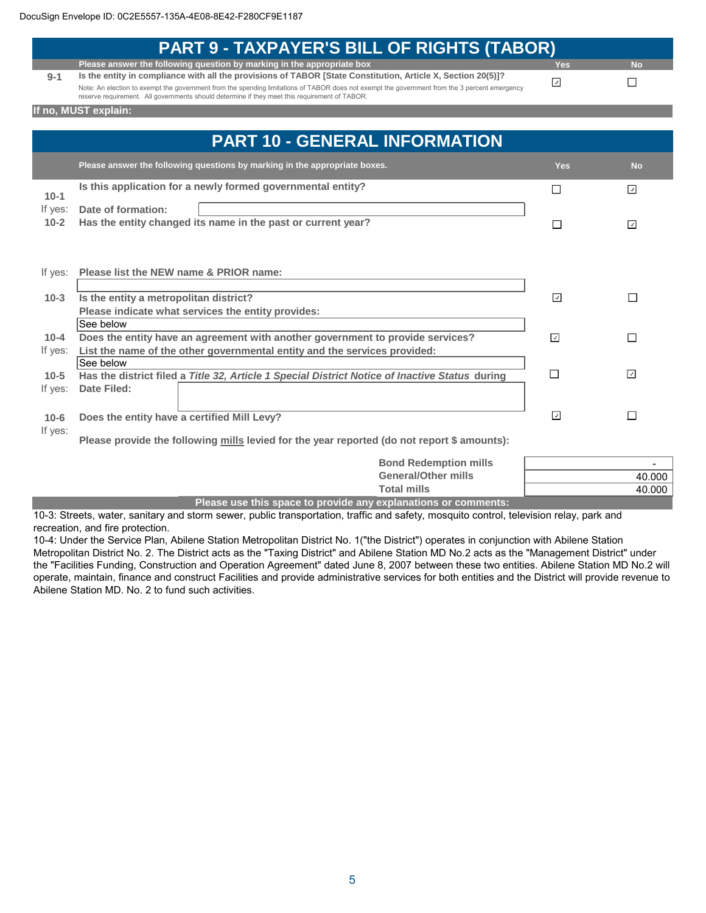# PART 9 - TAXPAYER'S BILL OF RIGHTS (TABOR)

| | Please answer the following question by marking in the appropriate box | Yes | No |
|---|---|---|---|
| 9-1 | Is the entity in compliance with all the provisions of TABOR [State Constitution, Article X, Section 20(5)]? Note: An election to exempt the government from the spending limitations of TABOR does not exempt the government from the 3 percent emergency reserve requirement. All governments should determine if they meet this requirement of TABOR. | ☑ | ☐ |

**If no, MUST explain:**

# PART 10 - GENERAL INFORMATION

| | Please answer the following questions by marking in the appropriate boxes. | Yes | No |
|---|---|---|---|
| 10-1 | Is this application for a newly formed governmental entity? | ☐ | ☑ |
| If yes: | Date of formation: | | |
| 10-2 | Has the entity changed its name in the past or current year? | ☐ | ☑ |
| If yes: | Please list the NEW name & PRIOR name: | | |
| 10-3 | Is the entity a metropolitan district? | ☑ | ☐ |
| | Please indicate what services the entity provides: See below | | |
| 10-4 | Does the entity have an agreement with another government to provide services? | ☑ | ☐ |
| If yes: | List the name of the other governmental entity and the services provided: See below | | |
| 10-5 | Has the district filed a *Title 32, Article 1 Special District Notice of Inactive Status* during | ☐ | ☑ |
| If yes: | Date Filed: | | |
| 10-6 | Does the entity have a certified Mill Levy? | ☑ | ☐ |
| If yes: | Please provide the following mills levied for the year reported (do not report $ amounts): | | |

| | |
|---|---|
| Bond Redemption mills | - |
| General/Other mills | 40.000 |
| Total mills | 40.000 |

**Please use this space to provide any explanations or comments:**

10-3: Streets, water, sanitary and storm sewer, public transportation, traffic and safety, mosquito control, television relay, park and recreation, and fire protection.

10-4: Under the Service Plan, Abilene Station Metropolitan District No. 1("the District") operates in conjunction with Abilene Station Metropolitan District No. 2. The District acts as the "Taxing District" and Abilene Station MD No.2 acts as the "Management District" under the "Facilities Funding, Construction and Operation Agreement" dated June 8, 2007 between these two entities. Abilene Station MD No.2 will operate, maintain, finance and construct Facilities and provide administrative services for both entities and the District will provide revenue to Abilene Station MD. No. 2 to fund such activities.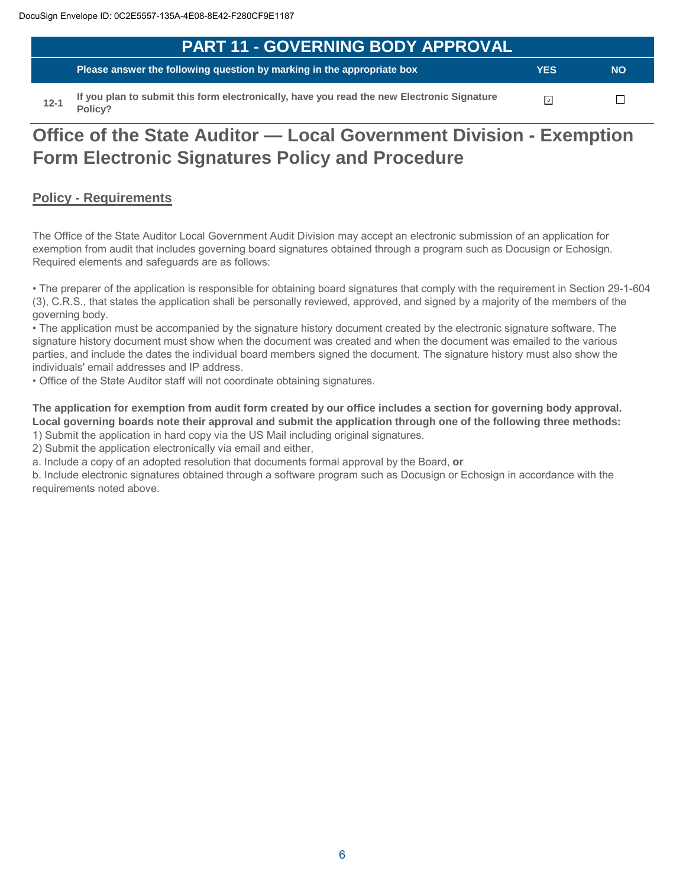DocuSign Envelope ID: 0C2E5557-135A-4E08-8E42-F280CF9E1187

## PART 11 - GOVERNING BODY APPROVAL

| | Please answer the following question by marking in the appropriate box | YES | NO |
|---|---|---|---|
| 12-1 | If you plan to submit this form electronically, have you read the new Electronic Signature Policy? | ☑ | ☐ |

# Office of the State Auditor — Local Government Division - Exemption Form Electronic Signatures Policy and Procedure

## Policy - Requirements

The Office of the State Auditor Local Government Audit Division may accept an electronic submission of an application for exemption from audit that includes governing board signatures obtained through a program such as Docusign or Echosign. Required elements and safeguards are as follows:

• The preparer of the application is responsible for obtaining board signatures that comply with the requirement in Section 29-1-604 (3), C.R.S., that states the application shall be personally reviewed, approved, and signed by a majority of the members of the governing body.
• The application must be accompanied by the signature history document created by the electronic signature software. The signature history document must show when the document was created and when the document was emailed to the various parties, and include the dates the individual board members signed the document. The signature history must also show the individuals' email addresses and IP address.
• Office of the State Auditor staff will not coordinate obtaining signatures.

**The application for exemption from audit form created by our office includes a section for governing body approval. Local governing boards note their approval and submit the application through one of the following three methods:**
1) Submit the application in hard copy via the US Mail including original signatures.
2) Submit the application electronically via email and either,
a. Include a copy of an adopted resolution that documents formal approval by the Board, **or**
b. Include electronic signatures obtained through a software program such as Docusign or Echosign in accordance with the requirements noted above.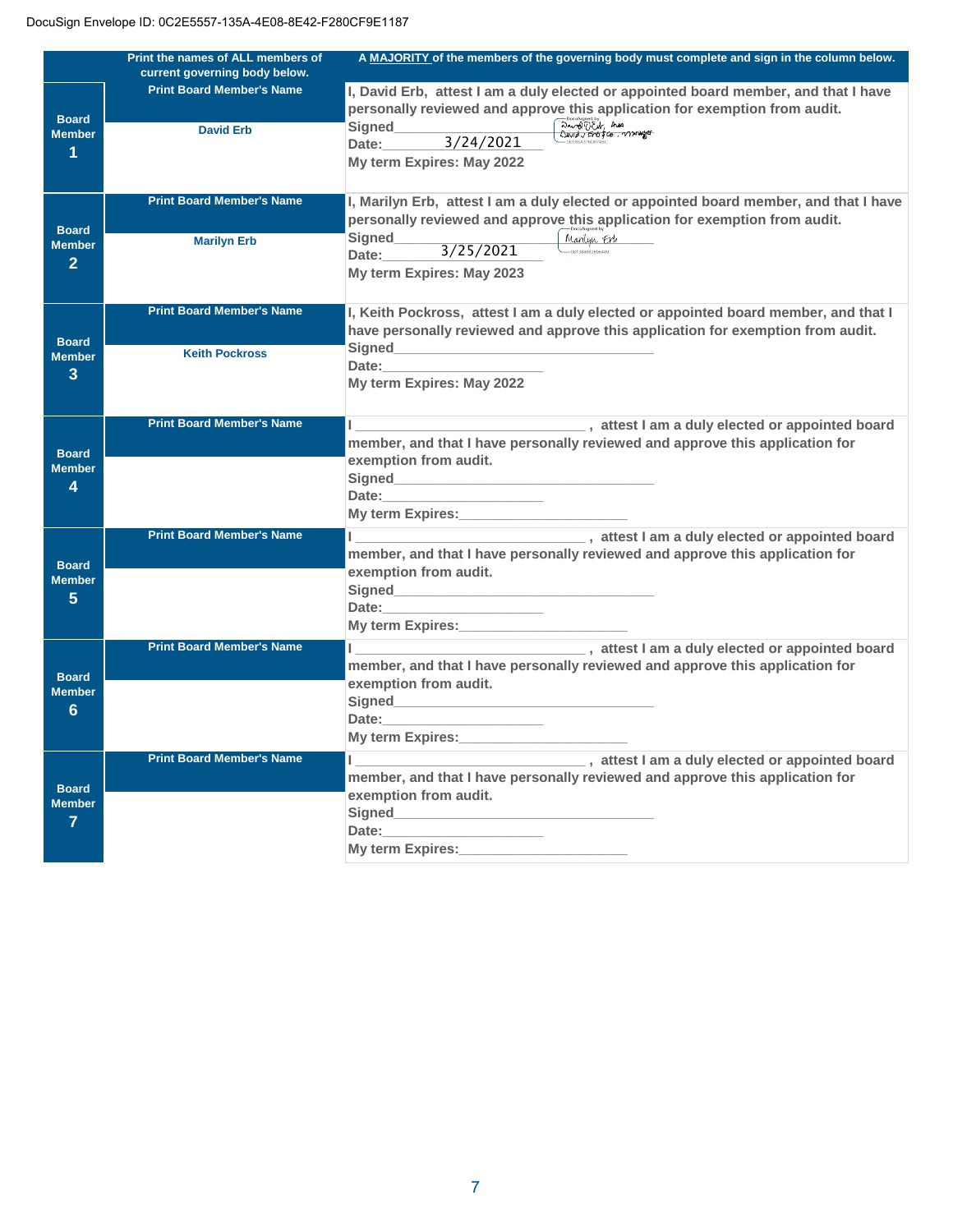DocuSign Envelope ID: 0C2E5557-135A-4E08-8E42-F280CF9E1187

| | Print the names of ALL members of current governing body below. | A **MAJORITY** of the members of the governing body must complete and sign in the column below. |
|---|---|---|
| **Board Member 1** | Print Board Member's Name<br>David Erb | I, David Erb, attest I am a duly elected or appointed board member, and that I have personally reviewed and approve this application for exemption from audit.<br>Signed: David J Erb, Pres, David J Erb & Co. manager<br>Date: 3/24/2021<br>My term Expires: May 2022 |
| **Board Member 2** | Print Board Member's Name<br>Marilyn Erb | I, Marilyn Erb, attest I am a duly elected or appointed board member, and that I have personally reviewed and approve this application for exemption from audit.<br>Signed: Marilyn Erb<br>Date: 3/25/2021<br>My term Expires: May 2023 |
| **Board Member 3** | Print Board Member's Name<br>Keith Pockross | I, Keith Pockross, attest I am a duly elected or appointed board member, and that I have personally reviewed and approve this application for exemption from audit.<br>Signed\_\_\_\_\_\_\_\_\_\_\_\_\_\_\_\_\_\_\_\_<br>Date:\_\_\_\_\_\_\_\_\_\_\_\_\_\_\_\_<br>My term Expires: May 2022 |
| **Board Member 4** | Print Board Member's Name | I \_\_\_\_\_\_\_\_\_\_\_\_\_\_\_\_\_\_\_\_, attest I am a duly elected or appointed board member, and that I have personally reviewed and approve this application for exemption from audit.<br>Signed\_\_\_\_\_\_\_\_\_\_\_\_\_\_\_\_\_\_\_\_<br>Date:\_\_\_\_\_\_\_\_\_\_\_\_\_\_\_\_<br>My term Expires:\_\_\_\_\_\_\_\_\_\_\_\_\_\_\_\_ |
| **Board Member 5** | Print Board Member's Name | I \_\_\_\_\_\_\_\_\_\_\_\_\_\_\_\_\_\_\_\_, attest I am a duly elected or appointed board member, and that I have personally reviewed and approve this application for exemption from audit.<br>Signed\_\_\_\_\_\_\_\_\_\_\_\_\_\_\_\_\_\_\_\_<br>Date:\_\_\_\_\_\_\_\_\_\_\_\_\_\_\_\_<br>My term Expires:\_\_\_\_\_\_\_\_\_\_\_\_\_\_\_\_ |
| **Board Member 6** | Print Board Member's Name | I \_\_\_\_\_\_\_\_\_\_\_\_\_\_\_\_\_\_\_\_, attest I am a duly elected or appointed board member, and that I have personally reviewed and approve this application for exemption from audit.<br>Signed\_\_\_\_\_\_\_\_\_\_\_\_\_\_\_\_\_\_\_\_<br>Date:\_\_\_\_\_\_\_\_\_\_\_\_\_\_\_\_<br>My term Expires:\_\_\_\_\_\_\_\_\_\_\_\_\_\_\_\_ |
| **Board Member 7** | Print Board Member's Name | I \_\_\_\_\_\_\_\_\_\_\_\_\_\_\_\_\_\_\_\_, attest I am a duly elected or appointed board member, and that I have personally reviewed and approve this application for exemption from audit.<br>Signed\_\_\_\_\_\_\_\_\_\_\_\_\_\_\_\_\_\_\_\_<br>Date:\_\_\_\_\_\_\_\_\_\_\_\_\_\_\_\_<br>My term Expires:\_\_\_\_\_\_\_\_\_\_\_\_\_\_\_\_ |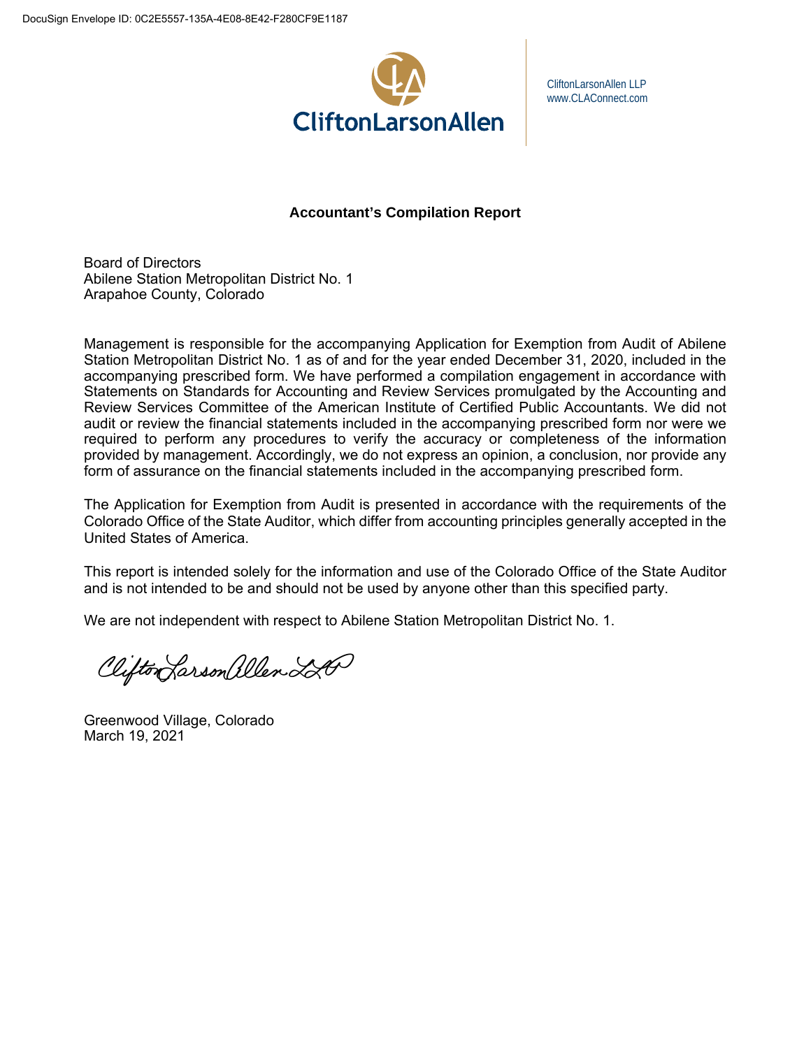DocuSign Envelope ID: 0C2E5557-135A-4E08-8E42-F280CF9E1187

CliftonLarsonAllen

CliftonLarsonAllen LLP
www.CLAConnect.com

## Accountant's Compilation Report

Board of Directors
Abilene Station Metropolitan District No. 1
Arapahoe County, Colorado

Management is responsible for the accompanying Application for Exemption from Audit of Abilene Station Metropolitan District No. 1 as of and for the year ended December 31, 2020, included in the accompanying prescribed form. We have performed a compilation engagement in accordance with Statements on Standards for Accounting and Review Services promulgated by the Accounting and Review Services Committee of the American Institute of Certified Public Accountants. We did not audit or review the financial statements included in the accompanying prescribed form nor were we required to perform any procedures to verify the accuracy or completeness of the information provided by management. Accordingly, we do not express an opinion, a conclusion, nor provide any form of assurance on the financial statements included in the accompanying prescribed form.

The Application for Exemption from Audit is presented in accordance with the requirements of the Colorado Office of the State Auditor, which differ from accounting principles generally accepted in the United States of America.

This report is intended solely for the information and use of the Colorado Office of the State Auditor and is not intended to be and should not be used by anyone other than this specified party.

We are not independent with respect to Abilene Station Metropolitan District No. 1.

*CliftonLarsonAllen LLP*

Greenwood Village, Colorado
March 19, 2021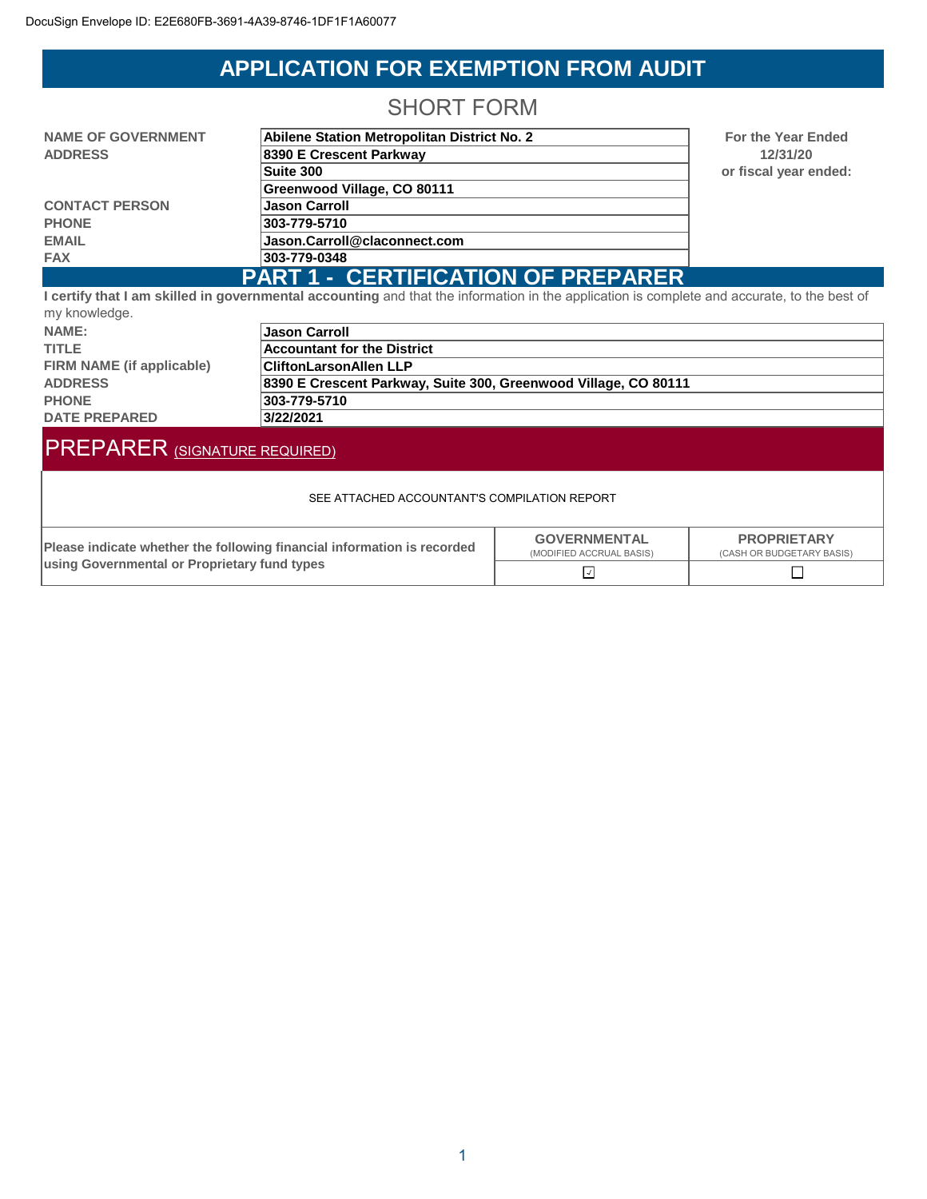DocuSign Envelope ID: E2E680FB-3691-4A39-8746-1DF1F1A60077

# APPLICATION FOR EXEMPTION FROM AUDIT

## SHORT FORM

| | | |
|---|---|---|
| NAME OF GOVERNMENT | Abilene Station Metropolitan District No. 2 | For the Year Ended |
| ADDRESS | 8390 E Crescent Parkway | 12/31/20 |
| | Suite 300 | or fiscal year ended: |
| | Greenwood Village, CO 80111 | |
| CONTACT PERSON | Jason Carroll | |
| PHONE | 303-779-5710 | |
| EMAIL | Jason.Carroll@claconnect.com | |
| FAX | 303-779-0348 | |

## PART 1 - CERTIFICATION OF PREPARER

**I certify that I am skilled in governmental accounting** and that the information in the application is complete and accurate, to the best of my knowledge.

| | |
|---|---|
| NAME: | Jason Carroll |
| TITLE | Accountant for the District |
| FIRM NAME (if applicable) | CliftonLarsonAllen LLP |
| ADDRESS | 8390 E Crescent Parkway, Suite 300, Greenwood Village, CO 80111 |
| PHONE | 303-779-5710 |
| DATE PREPARED | 3/22/2021 |

## PREPARER (SIGNATURE REQUIRED)

SEE ATTACHED ACCOUNTANT'S COMPILATION REPORT

| Please indicate whether the following financial information is recorded using Governmental or Proprietary fund types | GOVERNMENTAL (MODIFIED ACCRUAL BASIS) | PROPRIETARY (CASH OR BUDGETARY BASIS) |
|---|---|---|
| | ☑ | ☐ |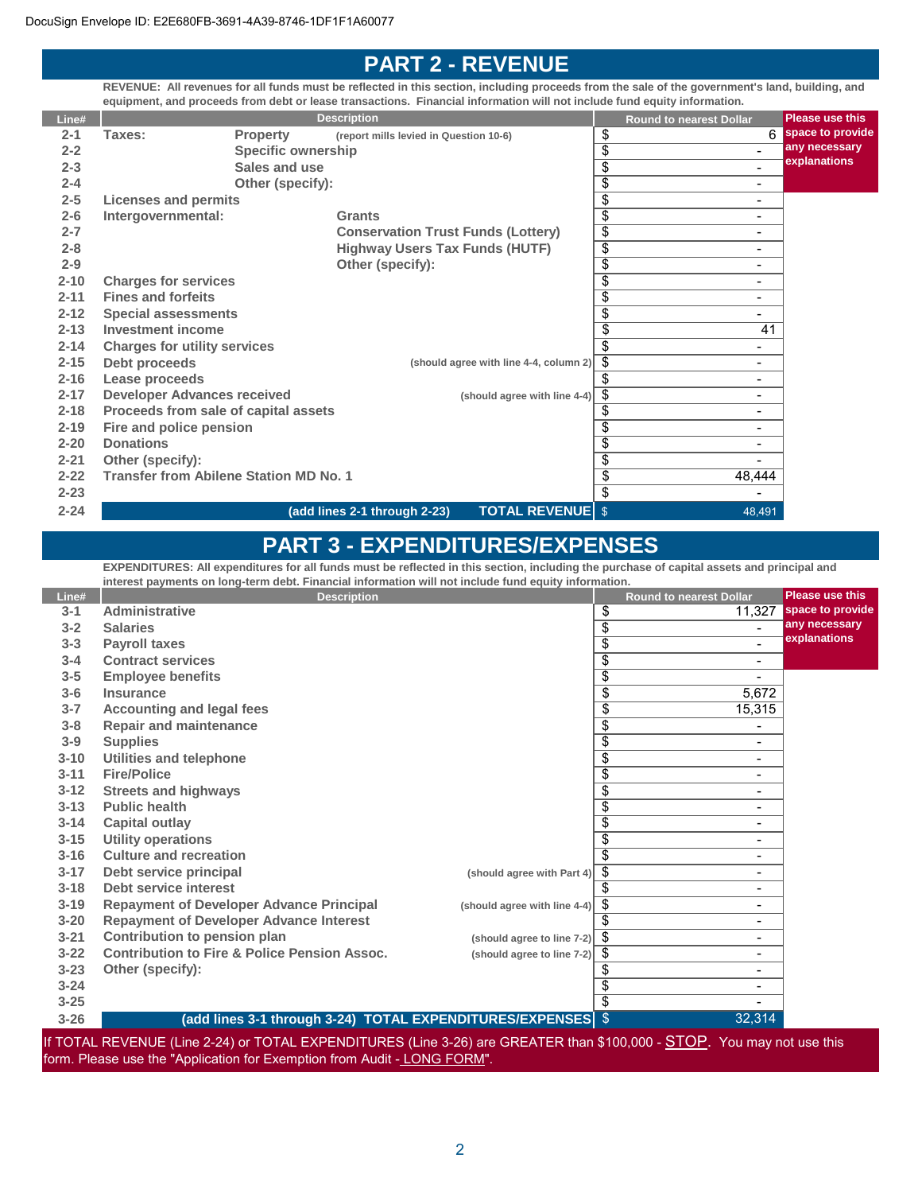DocuSign Envelope ID: E2E680FB-3691-4A39-8746-1DF1F1A60077

# PART 2 - REVENUE

**REVENUE: All revenues for all funds must be reflected in this section, including proceeds from the sale of the government's land, building, and equipment, and proceeds from debt or lease transactions. Financial information will not include fund equity information.**

| Line# | Description | | | Round to nearest Dollar | Please use this space to provide any necessary explanations |
|---|---|---|---|---|---|
| 2-1 | Taxes: | Property | (report mills levied in Question 10-6) | $ 6 | |
| 2-2 | | Specific ownership | | $ - | |
| 2-3 | | Sales and use | | $ - | |
| 2-4 | | Other (specify): | | $ - | |
| 2-5 | Licenses and permits | | | $ - | |
| 2-6 | Intergovernmental: | | Grants | $ - | |
| 2-7 | | | Conservation Trust Funds (Lottery) | $ - | |
| 2-8 | | | Highway Users Tax Funds (HUTF) | $ - | |
| 2-9 | | | Other (specify): | $ - | |
| 2-10 | Charges for services | | | $ - | |
| 2-11 | Fines and forfeits | | | $ - | |
| 2-12 | Special assessments | | | $ - | |
| 2-13 | Investment income | | | $ 41 | |
| 2-14 | Charges for utility services | | | $ - | |
| 2-15 | Debt proceeds | | (should agree with line 4-4, column 2) | $ - | |
| 2-16 | Lease proceeds | | | $ - | |
| 2-17 | Developer Advances received | | (should agree with line 4-4) | $ - | |
| 2-18 | Proceeds from sale of capital assets | | | $ - | |
| 2-19 | Fire and police pension | | | $ - | |
| 2-20 | Donations | | | $ - | |
| 2-21 | Other (specify): | | | $ - | |
| 2-22 | Transfer from Abilene Station MD No. 1 | | | $ 48,444 | |
| 2-23 | | | | $ - | |
| 2-24 | (add lines 2-1 through 2-23) | | TOTAL REVENUE | $ 48,491 | |

# PART 3 - EXPENDITURES/EXPENSES

**EXPENDITURES: All expenditures for all funds must be reflected in this section, including the purchase of capital assets and principal and interest payments on long-term debt. Financial information will not include fund equity information.**

| Line# | Description | | Round to nearest Dollar | Please use this space to provide any necessary explanations |
|---|---|---|---|---|
| 3-1 | Administrative | | $ 11,327 | |
| 3-2 | Salaries | | $ - | |
| 3-3 | Payroll taxes | | $ - | |
| 3-4 | Contract services | | $ - | |
| 3-5 | Employee benefits | | $ - | |
| 3-6 | Insurance | | $ 5,672 | |
| 3-7 | Accounting and legal fees | | $ 15,315 | |
| 3-8 | Repair and maintenance | | $ - | |
| 3-9 | Supplies | | $ - | |
| 3-10 | Utilities and telephone | | $ - | |
| 3-11 | Fire/Police | | $ - | |
| 3-12 | Streets and highways | | $ - | |
| 3-13 | Public health | | $ - | |
| 3-14 | Capital outlay | | $ - | |
| 3-15 | Utility operations | | $ - | |
| 3-16 | Culture and recreation | | $ - | |
| 3-17 | Debt service principal | (should agree with Part 4) | $ - | |
| 3-18 | Debt service interest | | $ - | |
| 3-19 | Repayment of Developer Advance Principal | (should agree with line 4-4) | $ - | |
| 3-20 | Repayment of Developer Advance Interest | | $ - | |
| 3-21 | Contribution to pension plan | (should agree to line 7-2) | $ - | |
| 3-22 | Contribution to Fire & Police Pension Assoc. | (should agree to line 7-2) | $ - | |
| 3-23 | Other (specify): | | $ - | |
| 3-24 | | | $ - | |
| 3-25 | | | $ - | |
| 3-26 | (add lines 3-1 through 3-24) TOTAL EXPENDITURES/EXPENSES | | $ 32,314 | |

If TOTAL REVENUE (Line 2-24) or TOTAL EXPENDITURES (Line 3-26) are GREATER than $100,000 - STOP. You may not use this form. Please use the "Application for Exemption from Audit - LONG FORM".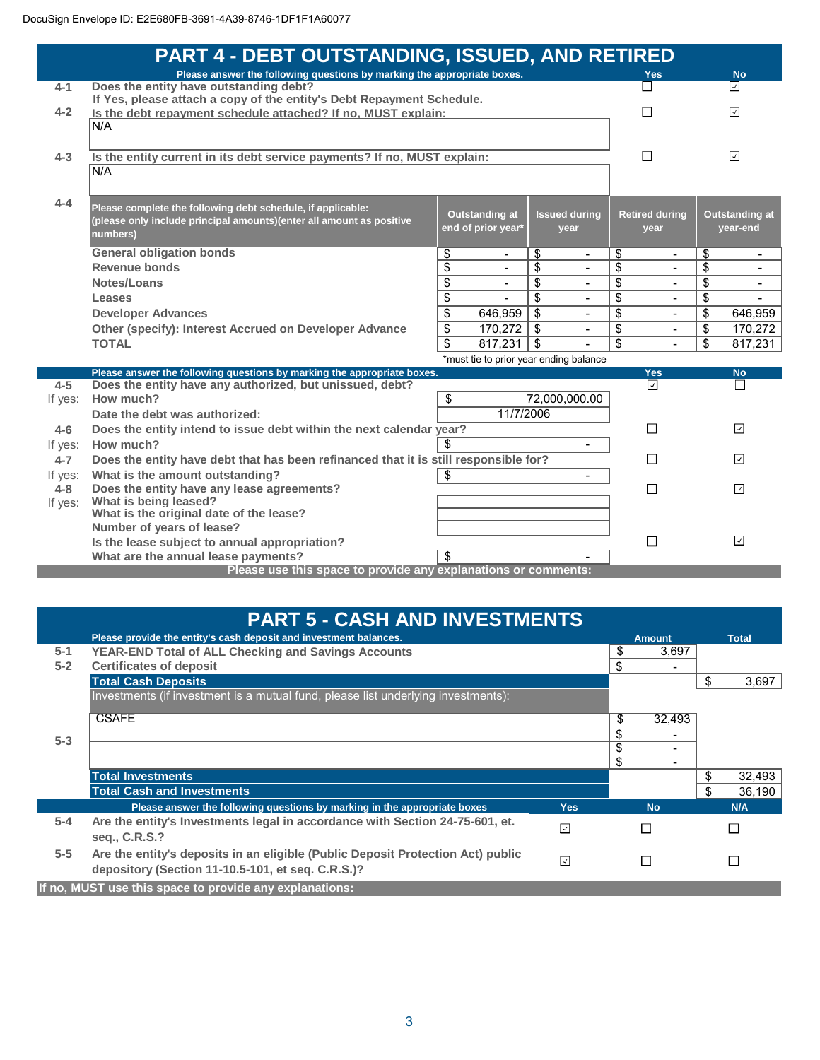DocuSign Envelope ID: E2E680FB-3691-4A39-8746-1DF1F1A60077

# PART 4 - DEBT OUTSTANDING, ISSUED, AND RETIRED

| | Please answer the following questions by marking the appropriate boxes. | Yes | No |
|---|---|---|---|
| 4-1 | Does the entity have outstanding debt? If Yes, please attach a copy of the entity's Debt Repayment Schedule. | ☐ | ☑ |
| 4-2 | Is the debt repayment schedule attached? If no, MUST explain: N/A | ☐ | ☑ |
| 4-3 | Is the entity current in its debt service payments? If no, MUST explain: N/A | ☐ | ☑ |

**4-4** Please complete the following debt schedule, if applicable: (please only include principal amounts)(enter all amount as positive numbers)

| | Outstanding at end of prior year* | Issued during year | Retired during year | Outstanding at year-end |
|---|---|---|---|---|
| General obligation bonds | $ - | $ - | $ - | $ - |
| Revenue bonds | $ - | $ - | $ - | $ - |
| Notes/Loans | $ - | $ - | $ - | $ - |
| Leases | $ - | $ - | $ - | $ - |
| Developer Advances | $ 646,959 | $ - | $ - | $ 646,959 |
| Other (specify): Interest Accrued on Developer Advance | $ 170,272 | $ - | $ - | $ 170,272 |
| TOTAL | $ 817,231 | $ - | $ - | $ 817,231 |

*must tie to prior year ending balance

| | Please answer the following questions by marking the appropriate boxes. | | Yes | No |
|---|---|---|---|---|
| 4-5 | Does the entity have any authorized, but unissued, debt? | | ☑ | ☐ |
| If yes: | How much? | $ 72,000,000.00 | | |
| | Date the debt was authorized: | 11/7/2006 | | |
| 4-6 | Does the entity intend to issue debt within the next calendar year? | | ☐ | ☑ |
| If yes: | How much? | $ - | | |
| 4-7 | Does the entity have debt that has been refinanced that it is still responsible for? | | ☐ | ☑ |
| If yes: | What is the amount outstanding? | $ - | | |
| 4-8 | Does the entity have any lease agreements? | | ☐ | ☑ |
| If yes: | What is being leased? | | | |
| | What is the original date of the lease? | | | |
| | Number of years of lease? | | | |
| | Is the lease subject to annual appropriation? | | ☐ | ☑ |
| | What are the annual lease payments? | $ - | | |

**Please use this space to provide any explanations or comments:**

# PART 5 - CASH AND INVESTMENTS

| | Please provide the entity's cash deposit and investment balances. | Amount | Total |
|---|---|---|---|
| 5-1 | YEAR-END Total of ALL Checking and Savings Accounts | $ 3,697 | |
| 5-2 | Certificates of deposit | $ - | |
| | **Total Cash Deposits** | | $ 3,697 |
| 5-3 | Investments (if investment is a mutual fund, please list underlying investments): | | |
| | CSAFE | $ 32,493 | |
| | | $ - | |
| | | $ - | |
| | | $ - | |
| | **Total Investments** | | $ 32,493 |
| | **Total Cash and Investments** | | $ 36,190 |

| | Please answer the following questions by marking in the appropriate boxes | Yes | No | N/A |
|---|---|---|---|---|
| 5-4 | Are the entity's Investments legal in accordance with Section 24-75-601, et. seq., C.R.S.? | ☑ | ☐ | ☐ |
| 5-5 | Are the entity's deposits in an eligible (Public Deposit Protection Act) public depository (Section 11-10.5-101, et seq. C.R.S.)? | ☑ | ☐ | ☐ |

**If no, MUST use this space to provide any explanations:**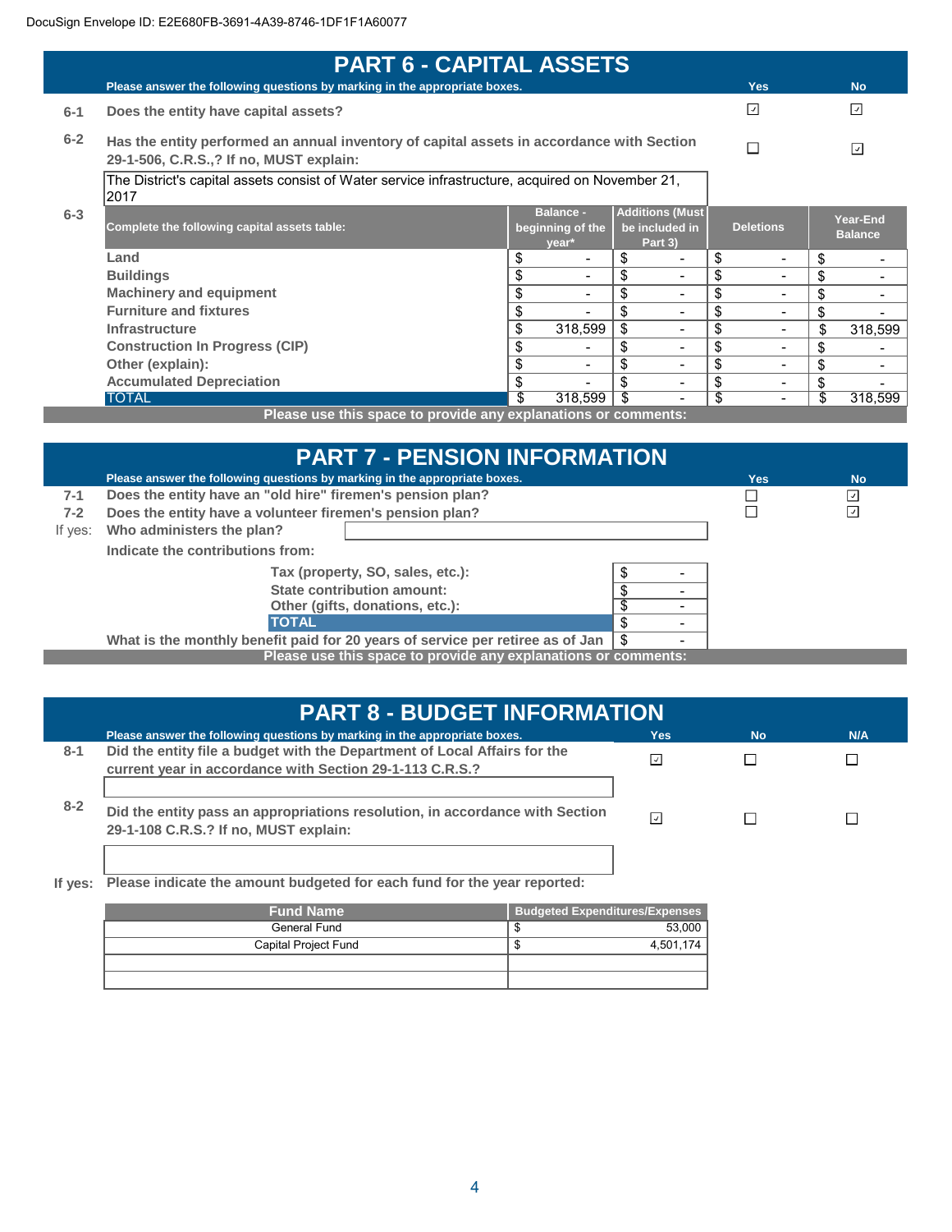DocuSign Envelope ID: E2E680FB-3691-4A39-8746-1DF1F1A60077

# PART 6 - CAPITAL ASSETS

Please answer the following questions by marking in the appropriate boxes.

| | | Yes | No |
|---|---|---|---|
| 6-1 | Does the entity have capital assets? | ☑ | ☑ |
| 6-2 | Has the entity performed an annual inventory of capital assets in accordance with Section 29-1-506, C.R.S.,? If no, MUST explain: | ☐ | ☑ |

The District's capital assets consist of Water service infrastructure, acquired on November 21, 2017

**6-3**

| Complete the following capital assets table: | Balance - beginning of the year* | Additions (Must be included in Part 3) | Deletions | Year-End Balance |
|---|---|---|---|---|
| Land | $ - | $ - | $ - | $ - |
| Buildings | $ - | $ - | $ - | $ - |
| Machinery and equipment | $ - | $ - | $ - | $ - |
| Furniture and fixtures | $ - | $ - | $ - | $ - |
| Infrastructure | $ 318,599 | $ - | $ - | $ 318,599 |
| Construction In Progress (CIP) | $ - | $ - | $ - | $ - |
| Other (explain): | $ - | $ - | $ - | $ - |
| Accumulated Depreciation | $ - | $ - | $ - | $ - |
| TOTAL | $ 318,599 | $ - | $ - | $ 318,599 |

Please use this space to provide any explanations or comments:

# PART 7 - PENSION INFORMATION

Please answer the following questions by marking in the appropriate boxes.

| | | Yes | No |
|---|---|---|---|
| 7-1 | Does the entity have an "old hire" firemen's pension plan? | ☐ | ☑ |
| 7-2 | Does the entity have a volunteer firemen's pension plan? | ☐ | ☑ |

If yes: Who administers the plan?

Indicate the contributions from:

| | |
|---|---|
| Tax (property, SO, sales, etc.): | $ - |
| State contribution amount: | $ - |
| Other (gifts, donations, etc.): | $ - |
| TOTAL | $ - |

What is the monthly benefit paid for 20 years of service per retiree as of Jan: $ -

Please use this space to provide any explanations or comments:

# PART 8 - BUDGET INFORMATION

Please answer the following questions by marking in the appropriate boxes.

| | | Yes | No | N/A |
|---|---|---|---|---|
| 8-1 | Did the entity file a budget with the Department of Local Affairs for the current year in accordance with Section 29-1-113 C.R.S.? | ☑ | ☐ | ☐ |
| 8-2 | Did the entity pass an appropriations resolution, in accordance with Section 29-1-108 C.R.S.? If no, MUST explain: | ☑ | ☐ | ☐ |

If yes: Please indicate the amount budgeted for each fund for the year reported:

| Fund Name | Budgeted Expenditures/Expenses |
|---|---|
| General Fund | $ 53,000 |
| Capital Project Fund | $ 4,501,174 |
| | |
| | |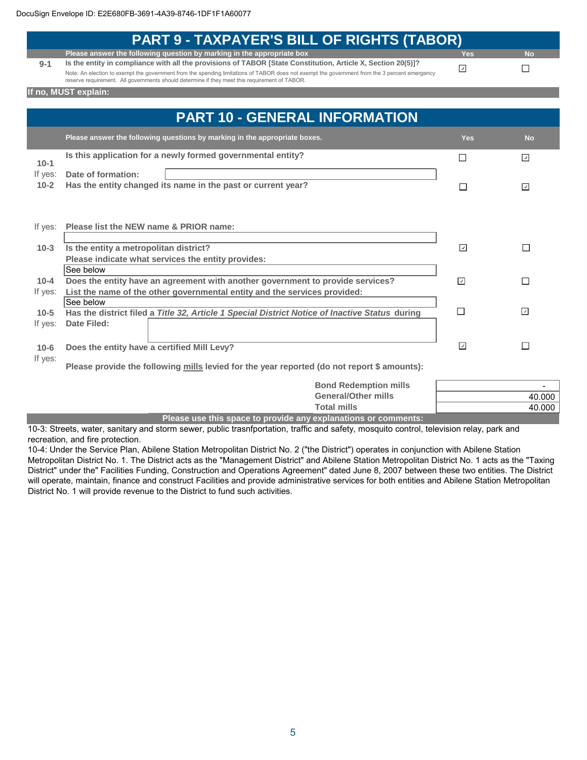DocuSign Envelope ID: E2E680FB-3691-4A39-8746-1DF1F1A60077

## PART 9 - TAXPAYER'S BILL OF RIGHTS (TABOR)

| | Please answer the following question by marking in the appropriate box | Yes | No |
|---|---|---|---|
| 9-1 | Is the entity in compliance with all the provisions of TABOR [State Constitution, Article X, Section 20(5)]? Note: An election to exempt the government from the spending limitations of TABOR does not exempt the government from the 3 percent emergency reserve requirement. All governments should determine if they meet this requirement of TABOR. | ☑ | ☐ |

**If no, MUST explain:**

## PART 10 - GENERAL INFORMATION

| | Please answer the following questions by marking in the appropriate boxes. | Yes | No |
|---|---|---|---|
| 10-1 | Is this application for a newly formed governmental entity? | ☐ | ☑ |
| If yes: | Date of formation: | | |
| 10-2 | Has the entity changed its name in the past or current year? | ☐ | ☑ |
| If yes: | Please list the NEW name & PRIOR name: | | |
| 10-3 | Is the entity a metropolitan district? | ☑ | ☐ |
| | Please indicate what services the entity provides: See below | | |
| 10-4 | Does the entity have an agreement with another government to provide services? | ☑ | ☐ |
| If yes: | List the name of the other governmental entity and the services provided: See below | | |
| 10-5 | Has the district filed a *Title 32, Article 1 Special District Notice of Inactive Status* during | ☐ | ☑ |
| If yes: | Date Filed: | | |
| 10-6 | Does the entity have a certified Mill Levy? | ☑ | ☐ |
| If yes: | Please provide the following mills levied for the year reported (do not report $ amounts): | | |

| | |
|---|---|
| Bond Redemption mills | - |
| General/Other mills | 40.000 |
| Total mills | 40.000 |

**Please use this space to provide any explanations or comments:**

10-3: Streets, water, sanitary and storm sewer, public trasnfportation, traffic and safety, mosquito control, television relay, park and recreation, and fire protection.

10-4: Under the Service Plan, Abilene Station Metropolitan District No. 2 ("the District") operates in conjunction with Abilene Station Metropolitan District No. 1. The District acts as the "Management District" and Abilene Station Metropolitan District No. 1 acts as the "Taxing District" under the" Facilities Funding, Construction and Operations Agreement" dated June 8, 2007 between these two entities. The District will operate, maintain, finance and construct Facilities and provide administrative services for both entities and Abilene Station Metropolitan District No. 1 will provide revenue to the District to fund such activities.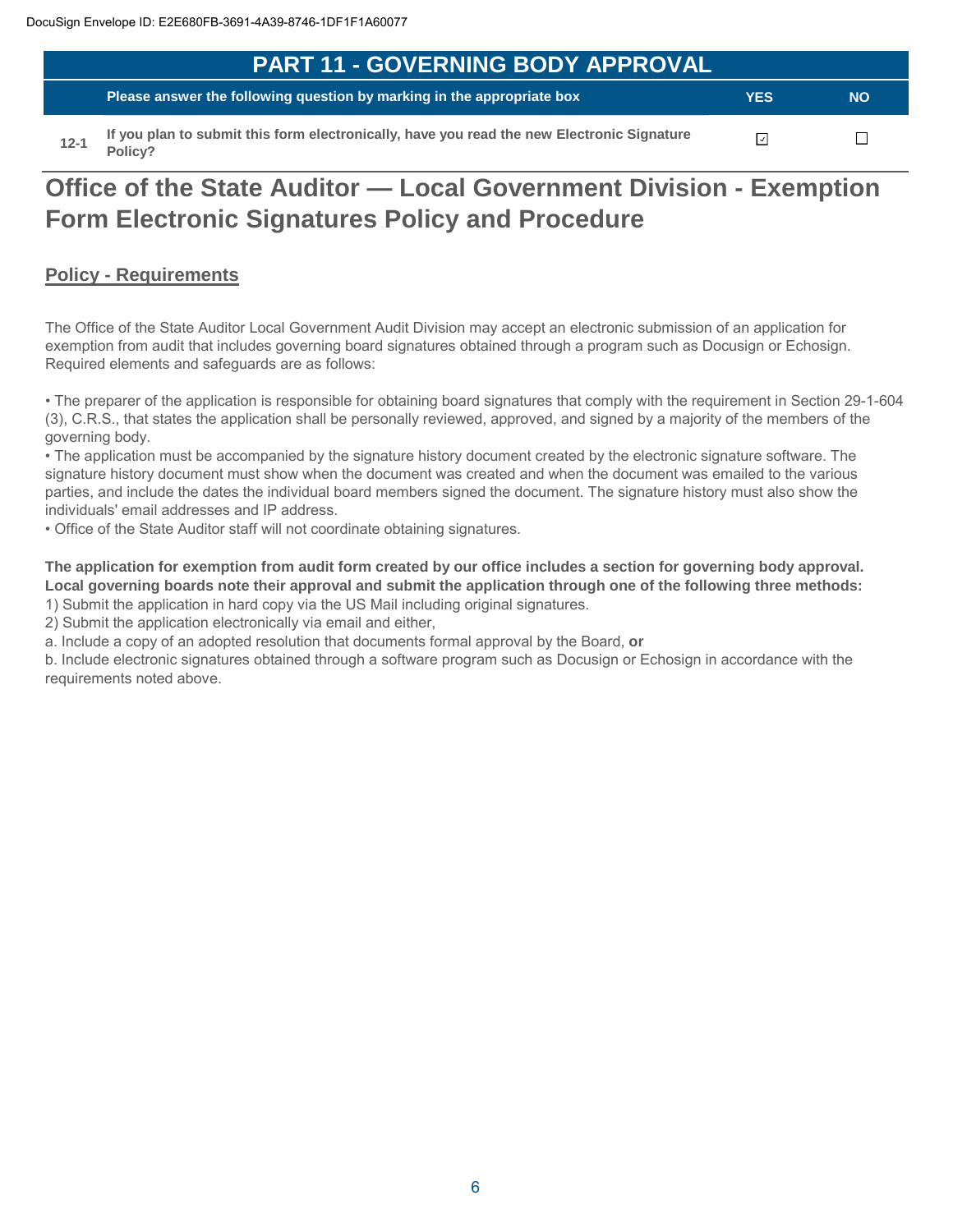DocuSign Envelope ID: E2E680FB-3691-4A39-8746-1DF1F1A60077

## PART 11 - GOVERNING BODY APPROVAL

| | Please answer the following question by marking in the appropriate box | YES | NO |
|---|---|---|---|
| 12-1 | If you plan to submit this form electronically, have you read the new Electronic Signature Policy? | ☑ | ☐ |

# Office of the State Auditor — Local Government Division - Exemption Form Electronic Signatures Policy and Procedure

## Policy - Requirements

The Office of the State Auditor Local Government Audit Division may accept an electronic submission of an application for exemption from audit that includes governing board signatures obtained through a program such as Docusign or Echosign. Required elements and safeguards are as follows:

• The preparer of the application is responsible for obtaining board signatures that comply with the requirement in Section 29-1-604 (3), C.R.S., that states the application shall be personally reviewed, approved, and signed by a majority of the members of the governing body.
• The application must be accompanied by the signature history document created by the electronic signature software. The signature history document must show when the document was created and when the document was emailed to the various parties, and include the dates the individual board members signed the document. The signature history must also show the individuals' email addresses and IP address.
• Office of the State Auditor staff will not coordinate obtaining signatures.

**The application for exemption from audit form created by our office includes a section for governing body approval. Local governing boards note their approval and submit the application through one of the following three methods:**
1) Submit the application in hard copy via the US Mail including original signatures.
2) Submit the application electronically via email and either,
a. Include a copy of an adopted resolution that documents formal approval by the Board, **or**
b. Include electronic signatures obtained through a software program such as Docusign or Echosign in accordance with the requirements noted above.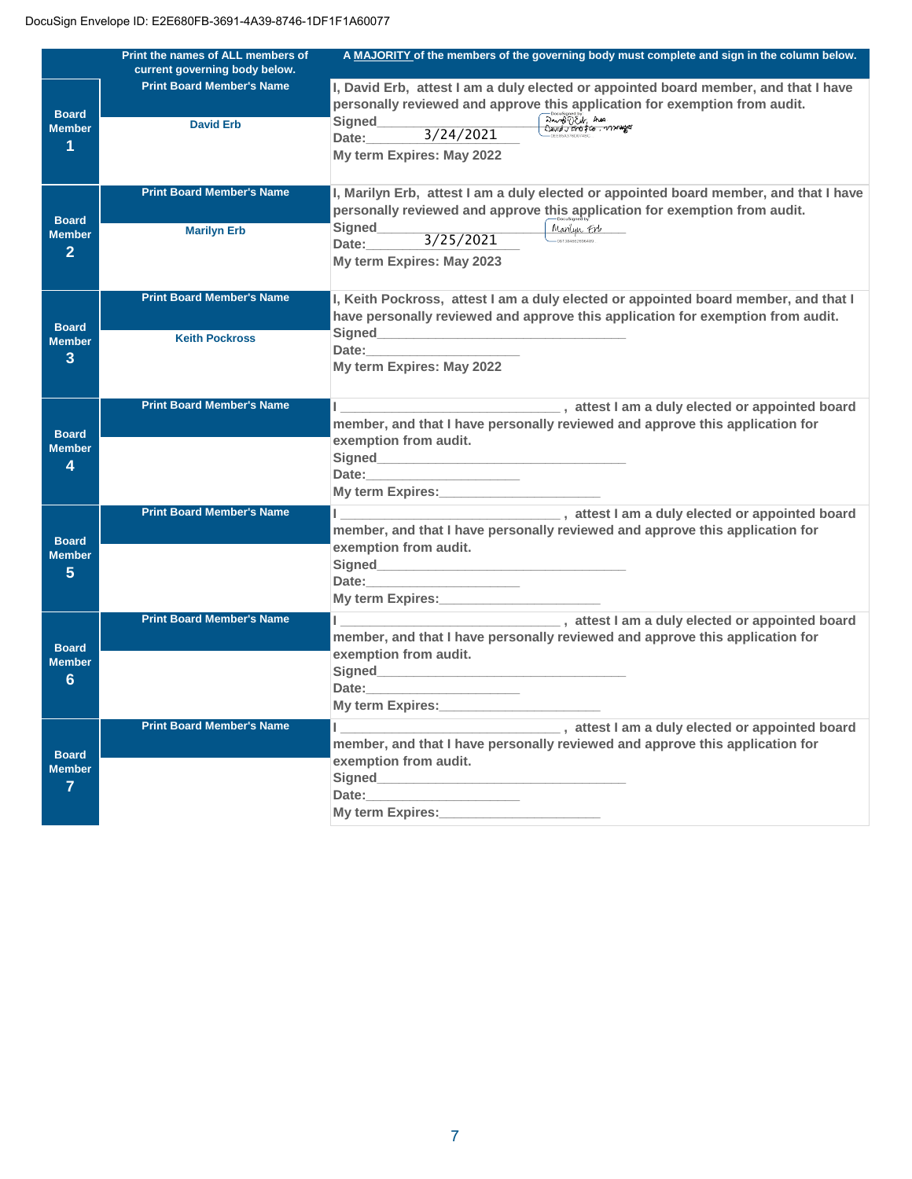DocuSign Envelope ID: E2E680FB-3691-4A39-8746-1DF1F1A60077

| | Print the names of ALL members of current governing body below. | A **MAJORITY** of the members of the governing body must complete and sign in the column below. |
|---|---|---|
| **Board Member 1** | **Print Board Member's Name**<br><br>David Erb | I, David Erb, attest I am a duly elected or appointed board member, and that I have personally reviewed and approve this application for exemption from audit.<br>Signed ______ David J Erb<br>Date: 3/24/2021<br>My term Expires: May 2022 |
| **Board Member 2** | **Print Board Member's Name**<br><br>Marilyn Erb | I, Marilyn Erb, attest I am a duly elected or appointed board member, and that I have personally reviewed and approve this application for exemption from audit.<br>Signed ______ Marilyn Erb<br>Date: 3/25/2021<br>My term Expires: May 2023 |
| **Board Member 3** | **Print Board Member's Name**<br><br>Keith Pockross | I, Keith Pockross, attest I am a duly elected or appointed board member, and that I have personally reviewed and approve this application for exemption from audit.<br>Signed ______<br>Date: ______<br>My term Expires: May 2022 |
| **Board Member 4** | **Print Board Member's Name** | I ______, attest I am a duly elected or appointed board member, and that I have personally reviewed and approve this application for exemption from audit.<br>Signed ______<br>Date: ______<br>My term Expires: ______ |
| **Board Member 5** | **Print Board Member's Name** | I ______, attest I am a duly elected or appointed board member, and that I have personally reviewed and approve this application for exemption from audit.<br>Signed ______<br>Date: ______<br>My term Expires: ______ |
| **Board Member 6** | **Print Board Member's Name** | I ______, attest I am a duly elected or appointed board member, and that I have personally reviewed and approve this application for exemption from audit.<br>Signed ______<br>Date: ______<br>My term Expires: ______ |
| **Board Member 7** | **Print Board Member's Name** | I ______, attest I am a duly elected or appointed board member, and that I have personally reviewed and approve this application for exemption from audit.<br>Signed ______<br>Date: ______<br>My term Expires: ______ |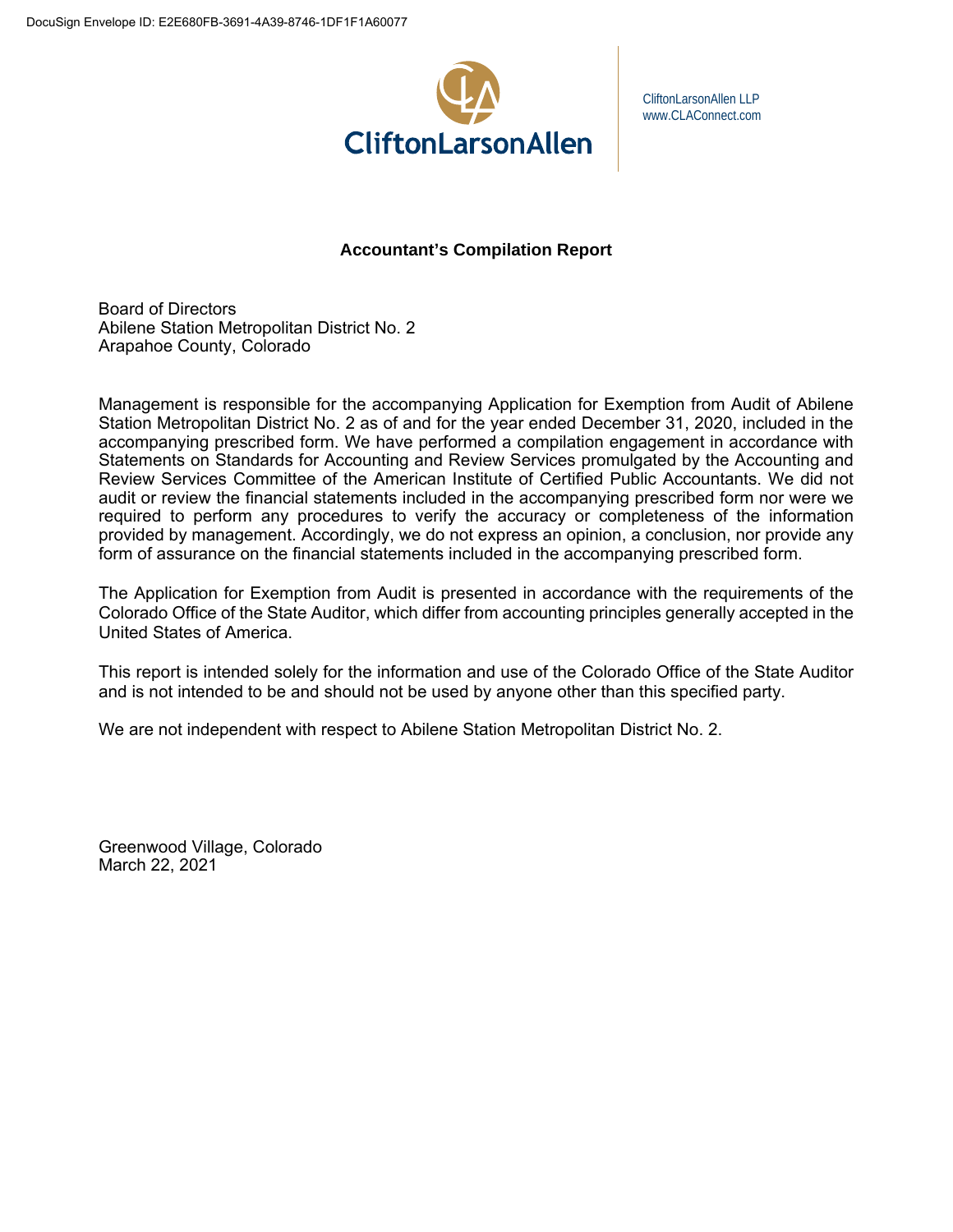DocuSign Envelope ID: E2E680FB-3691-4A39-8746-1DF1F1A60077

CliftonLarsonAllen

CliftonLarsonAllen LLP
www.CLAConnect.com

## Accountant's Compilation Report

Board of Directors
Abilene Station Metropolitan District No. 2
Arapahoe County, Colorado

Management is responsible for the accompanying Application for Exemption from Audit of Abilene Station Metropolitan District No. 2 as of and for the year ended December 31, 2020, included in the accompanying prescribed form. We have performed a compilation engagement in accordance with Statements on Standards for Accounting and Review Services promulgated by the Accounting and Review Services Committee of the American Institute of Certified Public Accountants. We did not audit or review the financial statements included in the accompanying prescribed form nor were we required to perform any procedures to verify the accuracy or completeness of the information provided by management. Accordingly, we do not express an opinion, a conclusion, nor provide any form of assurance on the financial statements included in the accompanying prescribed form.

The Application for Exemption from Audit is presented in accordance with the requirements of the Colorado Office of the State Auditor, which differ from accounting principles generally accepted in the United States of America.

This report is intended solely for the information and use of the Colorado Office of the State Auditor and is not intended to be and should not be used by anyone other than this specified party.

We are not independent with respect to Abilene Station Metropolitan District No. 2.

Greenwood Village, Colorado
March 22, 2021